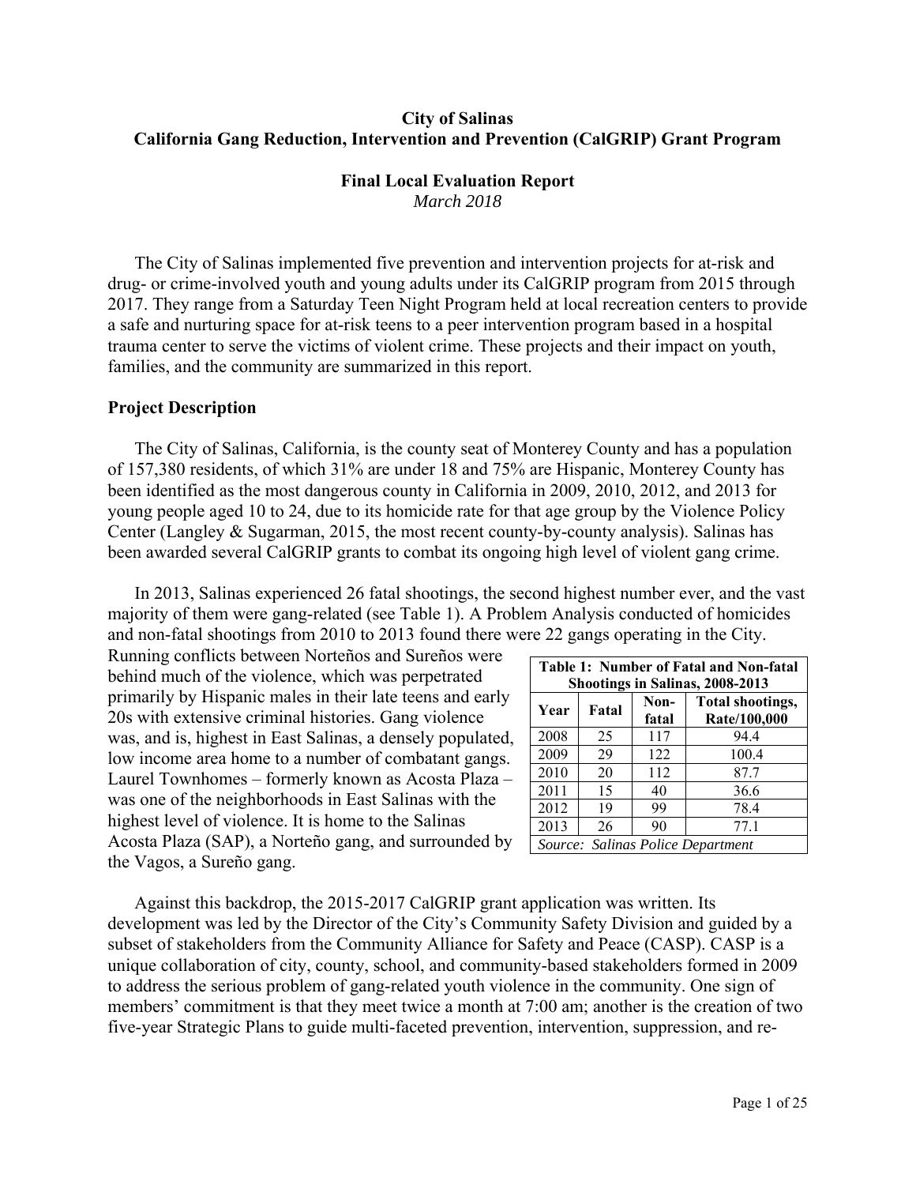**City of Salinas**
**California Gang Reduction, Intervention and Prevention (CalGRIP) Grant Program**

**Final Local Evaluation Report**
*March 2018*

The City of Salinas implemented five prevention and intervention projects for at-risk and drug- or crime-involved youth and young adults under its CalGRIP program from 2015 through 2017. They range from a Saturday Teen Night Program held at local recreation centers to provide a safe and nurturing space for at-risk teens to a peer intervention program based in a hospital trauma center to serve the victims of violent crime. These projects and their impact on youth, families, and the community are summarized in this report.

## Project Description

The City of Salinas, California, is the county seat of Monterey County and has a population of 157,380 residents, of which 31% are under 18 and 75% are Hispanic, Monterey County has been identified as the most dangerous county in California in 2009, 2010, 2012, and 2013 for young people aged 10 to 24, due to its homicide rate for that age group by the Violence Policy Center (Langley & Sugarman, 2015, the most recent county-by-county analysis). Salinas has been awarded several CalGRIP grants to combat its ongoing high level of violent gang crime.

In 2013, Salinas experienced 26 fatal shootings, the second highest number ever, and the vast majority of them were gang-related (see Table 1). A Problem Analysis conducted of homicides and non-fatal shootings from 2010 to 2013 found there were 22 gangs operating in the City. Running conflicts between Norteños and Sureños were behind much of the violence, which was perpetrated primarily by Hispanic males in their late teens and early 20s with extensive criminal histories. Gang violence was, and is, highest in East Salinas, a densely populated, low income area home to a number of combatant gangs. Laurel Townhomes – formerly known as Acosta Plaza – was one of the neighborhoods in East Salinas with the highest level of violence. It is home to the Salinas Acosta Plaza (SAP), a Norteño gang, and surrounded by the Vagos, a Sureño gang.

**Table 1: Number of Fatal and Non-fatal Shootings in Salinas, 2008-2013**

| Year | Fatal | Non-fatal | Total shootings, Rate/100,000 |
|---|---|---|---|
| 2008 | 25 | 117 | 94.4 |
| 2009 | 29 | 122 | 100.4 |
| 2010 | 20 | 112 | 87.7 |
| 2011 | 15 | 40 | 36.6 |
| 2012 | 19 | 99 | 78.4 |
| 2013 | 26 | 90 | 77.1 |

*Source: Salinas Police Department*

Against this backdrop, the 2015-2017 CalGRIP grant application was written. Its development was led by the Director of the City's Community Safety Division and guided by a subset of stakeholders from the Community Alliance for Safety and Peace (CASP). CASP is a unique collaboration of city, county, school, and community-based stakeholders formed in 2009 to address the serious problem of gang-related youth violence in the community. One sign of members' commitment is that they meet twice a month at 7:00 am; another is the creation of two five-year Strategic Plans to guide multi-faceted prevention, intervention, suppression, and re-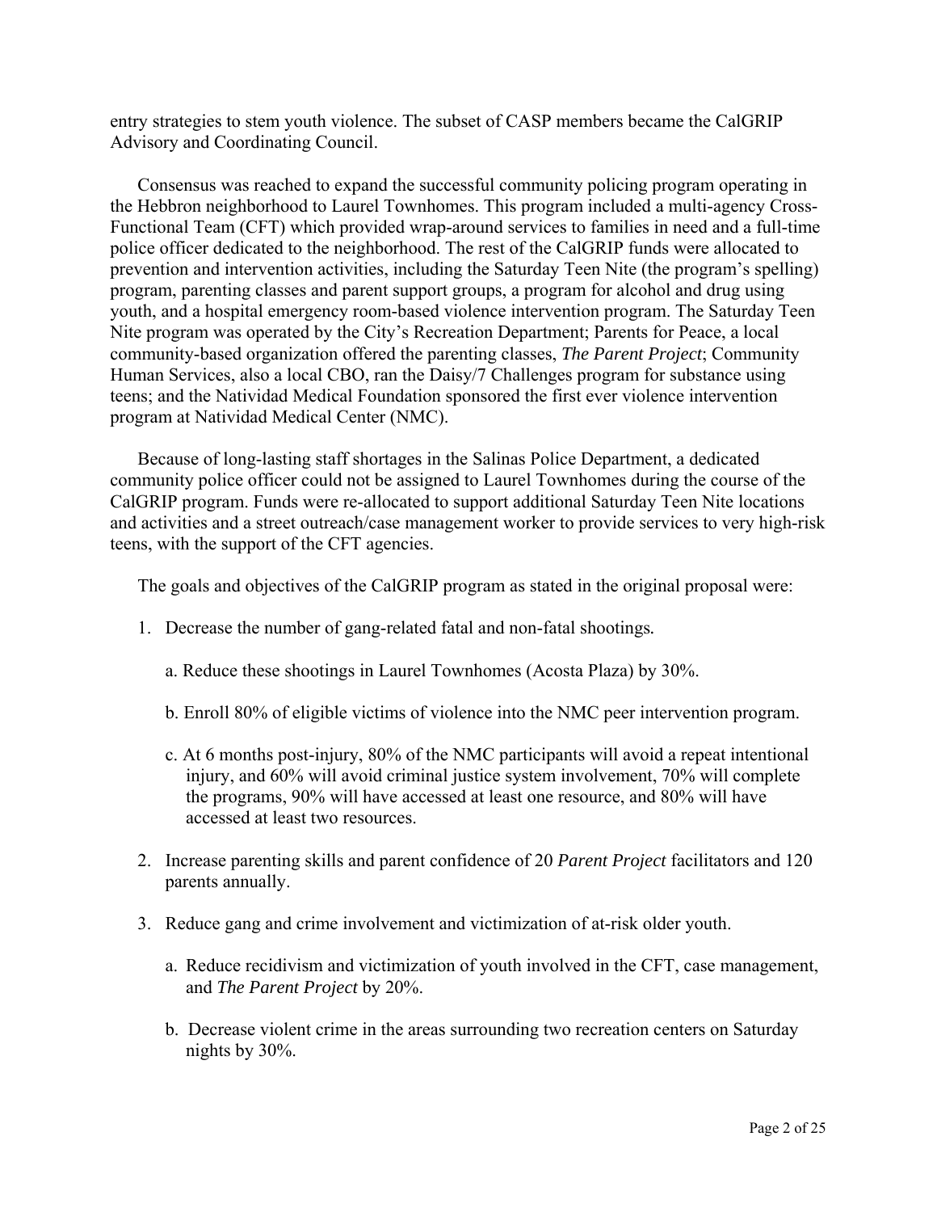entry strategies to stem youth violence. The subset of CASP members became the CalGRIP Advisory and Coordinating Council.

Consensus was reached to expand the successful community policing program operating in the Hebbron neighborhood to Laurel Townhomes. This program included a multi-agency Cross-Functional Team (CFT) which provided wrap-around services to families in need and a full-time police officer dedicated to the neighborhood. The rest of the CalGRIP funds were allocated to prevention and intervention activities, including the Saturday Teen Nite (the program's spelling) program, parenting classes and parent support groups, a program for alcohol and drug using youth, and a hospital emergency room-based violence intervention program. The Saturday Teen Nite program was operated by the City's Recreation Department; Parents for Peace, a local community-based organization offered the parenting classes, *The Parent Project*; Community Human Services, also a local CBO, ran the Daisy/7 Challenges program for substance using teens; and the Natividad Medical Foundation sponsored the first ever violence intervention program at Natividad Medical Center (NMC).

Because of long-lasting staff shortages in the Salinas Police Department, a dedicated community police officer could not be assigned to Laurel Townhomes during the course of the CalGRIP program. Funds were re-allocated to support additional Saturday Teen Nite locations and activities and a street outreach/case management worker to provide services to very high-risk teens, with the support of the CFT agencies.

The goals and objectives of the CalGRIP program as stated in the original proposal were:

1. Decrease the number of gang-related fatal and non-fatal shootings.

   a. Reduce these shootings in Laurel Townhomes (Acosta Plaza) by 30%.

   b. Enroll 80% of eligible victims of violence into the NMC peer intervention program.

   c. At 6 months post-injury, 80% of the NMC participants will avoid a repeat intentional injury, and 60% will avoid criminal justice system involvement, 70% will complete the programs, 90% will have accessed at least one resource, and 80% will have accessed at least two resources.

2. Increase parenting skills and parent confidence of 20 *Parent Project* facilitators and 120 parents annually.

3. Reduce gang and crime involvement and victimization of at-risk older youth.

   a. Reduce recidivism and victimization of youth involved in the CFT, case management, and *The Parent Project* by 20%.

   b. Decrease violent crime in the areas surrounding two recreation centers on Saturday nights by 30%.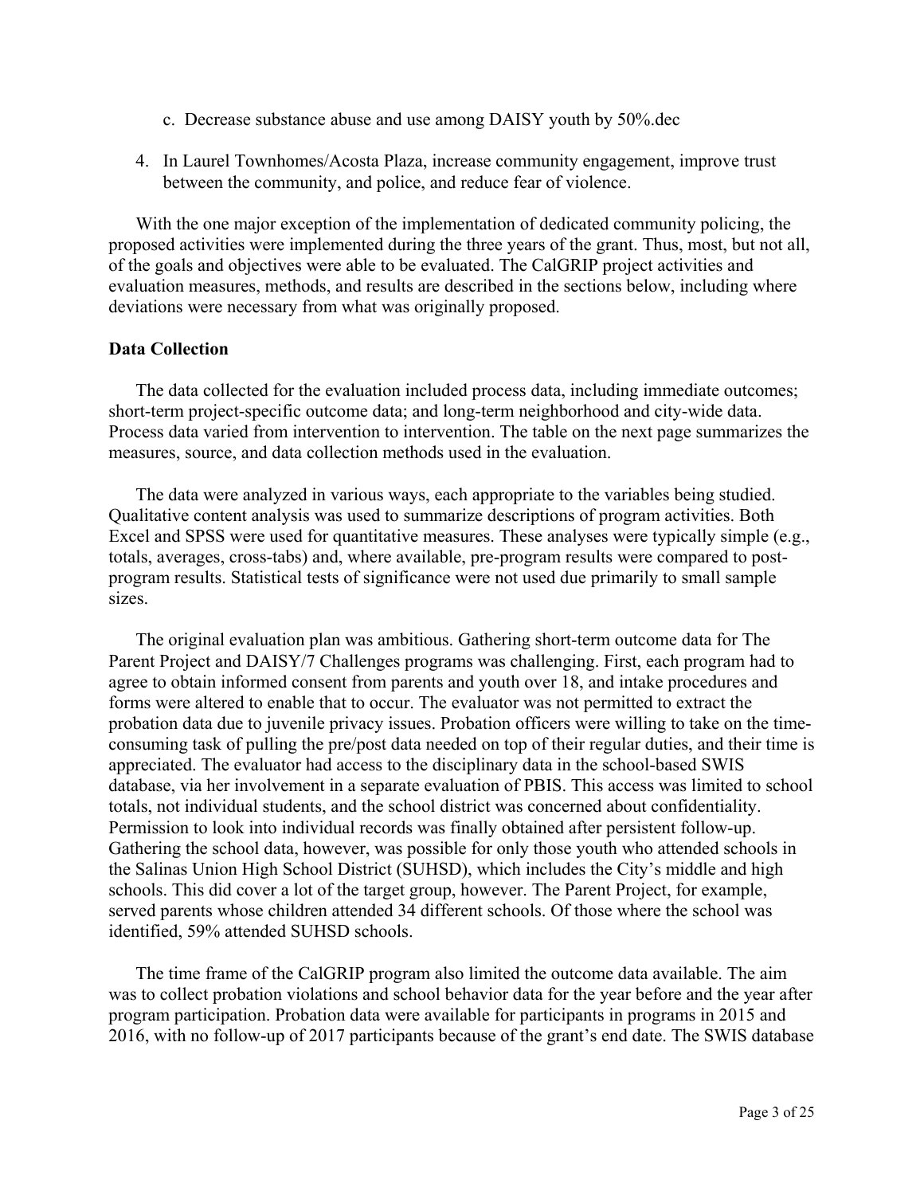c. Decrease substance abuse and use among DAISY youth by 50%.dec

4. In Laurel Townhomes/Acosta Plaza, increase community engagement, improve trust between the community, and police, and reduce fear of violence.

With the one major exception of the implementation of dedicated community policing, the proposed activities were implemented during the three years of the grant. Thus, most, but not all, of the goals and objectives were able to be evaluated. The CalGRIP project activities and evaluation measures, methods, and results are described in the sections below, including where deviations were necessary from what was originally proposed.

**Data Collection**

The data collected for the evaluation included process data, including immediate outcomes; short-term project-specific outcome data; and long-term neighborhood and city-wide data. Process data varied from intervention to intervention. The table on the next page summarizes the measures, source, and data collection methods used in the evaluation.

The data were analyzed in various ways, each appropriate to the variables being studied. Qualitative content analysis was used to summarize descriptions of program activities. Both Excel and SPSS were used for quantitative measures. These analyses were typically simple (e.g., totals, averages, cross-tabs) and, where available, pre-program results were compared to post-program results. Statistical tests of significance were not used due primarily to small sample sizes.

The original evaluation plan was ambitious. Gathering short-term outcome data for The Parent Project and DAISY/7 Challenges programs was challenging. First, each program had to agree to obtain informed consent from parents and youth over 18, and intake procedures and forms were altered to enable that to occur. The evaluator was not permitted to extract the probation data due to juvenile privacy issues. Probation officers were willing to take on the time-consuming task of pulling the pre/post data needed on top of their regular duties, and their time is appreciated. The evaluator had access to the disciplinary data in the school-based SWIS database, via her involvement in a separate evaluation of PBIS. This access was limited to school totals, not individual students, and the school district was concerned about confidentiality. Permission to look into individual records was finally obtained after persistent follow-up. Gathering the school data, however, was possible for only those youth who attended schools in the Salinas Union High School District (SUHSD), which includes the City's middle and high schools. This did cover a lot of the target group, however. The Parent Project, for example, served parents whose children attended 34 different schools. Of those where the school was identified, 59% attended SUHSD schools.

The time frame of the CalGRIP program also limited the outcome data available. The aim was to collect probation violations and school behavior data for the year before and the year after program participation. Probation data were available for participants in programs in 2015 and 2016, with no follow-up of 2017 participants because of the grant's end date. The SWIS database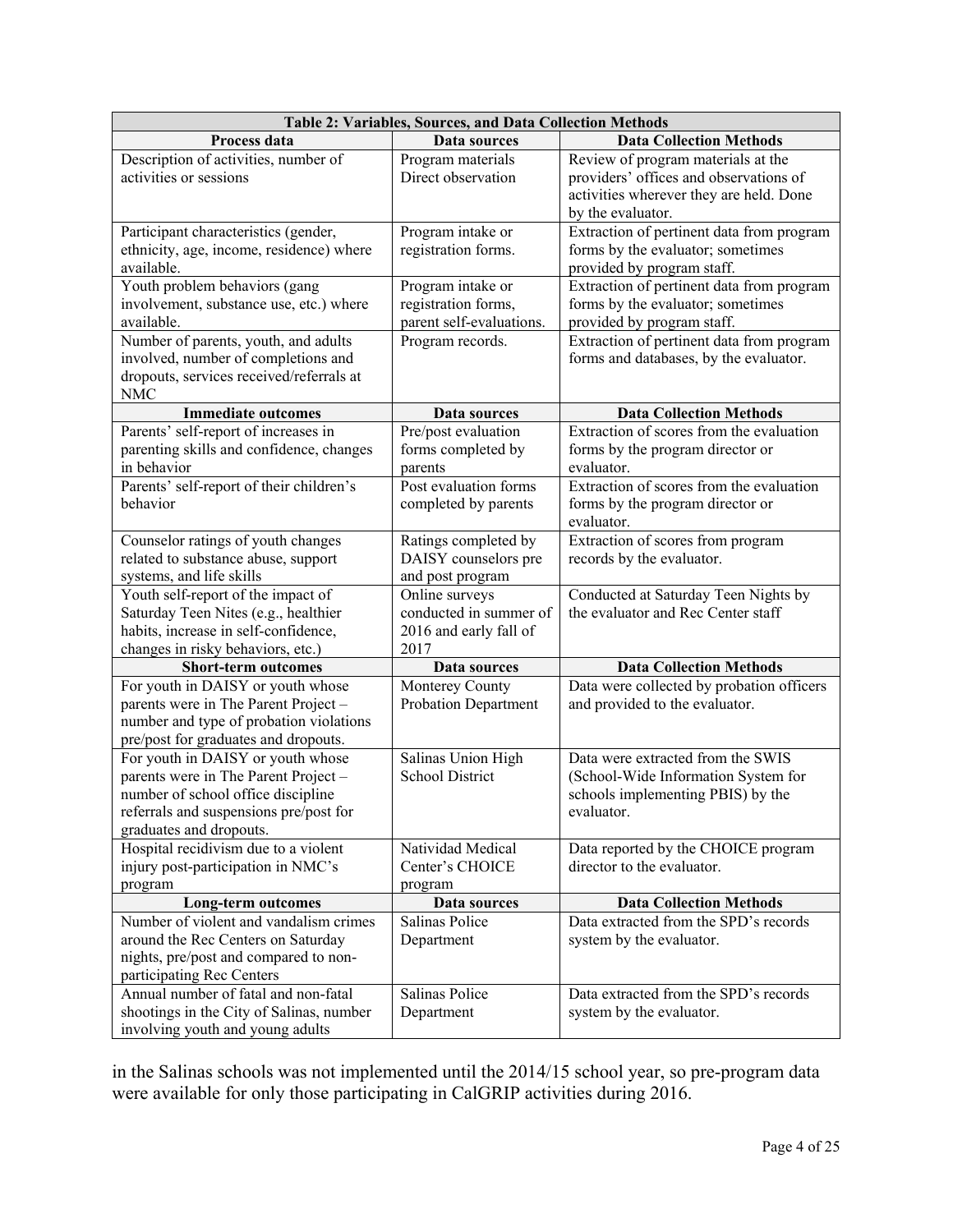| Table 2: Variables, Sources, and Data Collection Methods | | |
|---|---|---|
| **Process data** | **Data sources** | **Data Collection Methods** |
| Description of activities, number of activities or sessions | Program materials<br>Direct observation | Review of program materials at the providers' offices and observations of activities wherever they are held. Done by the evaluator. |
| Participant characteristics (gender, ethnicity, age, income, residence) where available. | Program intake or registration forms. | Extraction of pertinent data from program forms by the evaluator; sometimes provided by program staff. |
| Youth problem behaviors (gang involvement, substance use, etc.) where available. | Program intake or registration forms, parent self-evaluations. | Extraction of pertinent data from program forms by the evaluator; sometimes provided by program staff. |
| Number of parents, youth, and adults involved, number of completions and dropouts, services received/referrals at NMC | Program records. | Extraction of pertinent data from program forms and databases, by the evaluator. |
| **Immediate outcomes** | **Data sources** | **Data Collection Methods** |
| Parents' self-report of increases in parenting skills and confidence, changes in behavior | Pre/post evaluation forms completed by parents | Extraction of scores from the evaluation forms by the program director or evaluator. |
| Parents' self-report of their children's behavior | Post evaluation forms completed by parents | Extraction of scores from the evaluation forms by the program director or evaluator. |
| Counselor ratings of youth changes related to substance abuse, support systems, and life skills | Ratings completed by DAISY counselors pre and post program | Extraction of scores from program records by the evaluator. |
| Youth self-report of the impact of Saturday Teen Nites (e.g., healthier habits, increase in self-confidence, changes in risky behaviors, etc.) | Online surveys conducted in summer of 2016 and early fall of 2017 | Conducted at Saturday Teen Nights by the evaluator and Rec Center staff |
| **Short-term outcomes** | **Data sources** | **Data Collection Methods** |
| For youth in DAISY or youth whose parents were in The Parent Project – number and type of probation violations pre/post for graduates and dropouts. | Monterey County Probation Department | Data were collected by probation officers and provided to the evaluator. |
| For youth in DAISY or youth whose parents were in The Parent Project – number of school office discipline referrals and suspensions pre/post for graduates and dropouts. | Salinas Union High School District | Data were extracted from the SWIS (School-Wide Information System for schools implementing PBIS) by the evaluator. |
| Hospital recidivism due to a violent injury post-participation in NMC's program | Natividad Medical Center's CHOICE program | Data reported by the CHOICE program director to the evaluator. |
| **Long-term outcomes** | **Data sources** | **Data Collection Methods** |
| Number of violent and vandalism crimes around the Rec Centers on Saturday nights, pre/post and compared to non-participating Rec Centers | Salinas Police Department | Data extracted from the SPD's records system by the evaluator. |
| Annual number of fatal and non-fatal shootings in the City of Salinas, number involving youth and young adults | Salinas Police Department | Data extracted from the SPD's records system by the evaluator. |

in the Salinas schools was not implemented until the 2014/15 school year, so pre-program data were available for only those participating in CalGRIP activities during 2016.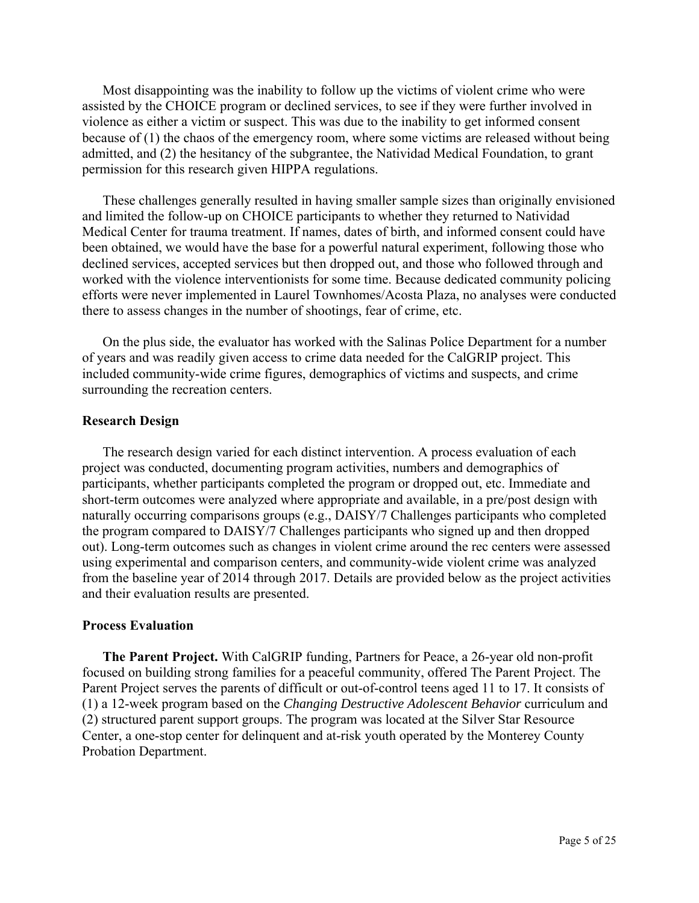Most disappointing was the inability to follow up the victims of violent crime who were assisted by the CHOICE program or declined services, to see if they were further involved in violence as either a victim or suspect. This was due to the inability to get informed consent because of (1) the chaos of the emergency room, where some victims are released without being admitted, and (2) the hesitancy of the subgrantee, the Natividad Medical Foundation, to grant permission for this research given HIPPA regulations.

These challenges generally resulted in having smaller sample sizes than originally envisioned and limited the follow-up on CHOICE participants to whether they returned to Natividad Medical Center for trauma treatment. If names, dates of birth, and informed consent could have been obtained, we would have the base for a powerful natural experiment, following those who declined services, accepted services but then dropped out, and those who followed through and worked with the violence interventionists for some time. Because dedicated community policing efforts were never implemented in Laurel Townhomes/Acosta Plaza, no analyses were conducted there to assess changes in the number of shootings, fear of crime, etc.

On the plus side, the evaluator has worked with the Salinas Police Department for a number of years and was readily given access to crime data needed for the CalGRIP project. This included community-wide crime figures, demographics of victims and suspects, and crime surrounding the recreation centers.

### Research Design

The research design varied for each distinct intervention. A process evaluation of each project was conducted, documenting program activities, numbers and demographics of participants, whether participants completed the program or dropped out, etc. Immediate and short-term outcomes were analyzed where appropriate and available, in a pre/post design with naturally occurring comparisons groups (e.g., DAISY/7 Challenges participants who completed the program compared to DAISY/7 Challenges participants who signed up and then dropped out). Long-term outcomes such as changes in violent crime around the rec centers were assessed using experimental and comparison centers, and community-wide violent crime was analyzed from the baseline year of 2014 through 2017. Details are provided below as the project activities and their evaluation results are presented.

### Process Evaluation

**The Parent Project.** With CalGRIP funding, Partners for Peace, a 26-year old non-profit focused on building strong families for a peaceful community, offered The Parent Project. The Parent Project serves the parents of difficult or out-of-control teens aged 11 to 17. It consists of (1) a 12-week program based on the *Changing Destructive Adolescent Behavior* curriculum and (2) structured parent support groups. The program was located at the Silver Star Resource Center, a one-stop center for delinquent and at-risk youth operated by the Monterey County Probation Department.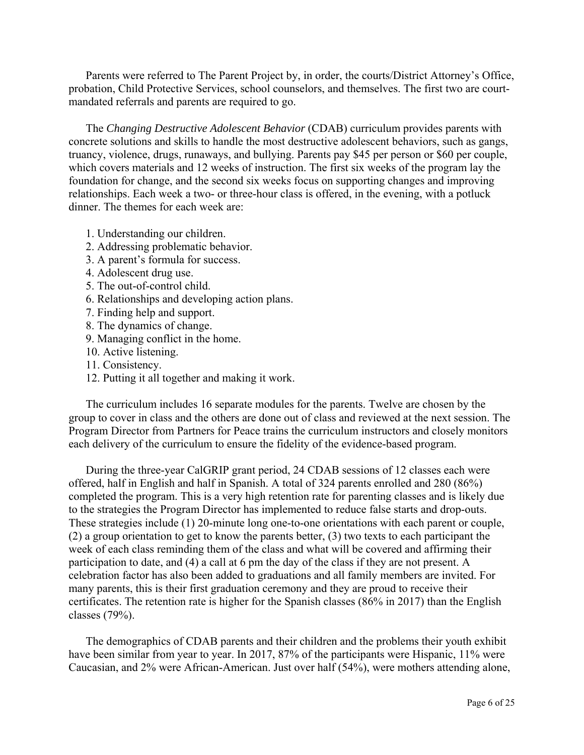Parents were referred to The Parent Project by, in order, the courts/District Attorney's Office, probation, Child Protective Services, school counselors, and themselves. The first two are court-mandated referrals and parents are required to go.

The *Changing Destructive Adolescent Behavior* (CDAB) curriculum provides parents with concrete solutions and skills to handle the most destructive adolescent behaviors, such as gangs, truancy, violence, drugs, runaways, and bullying. Parents pay $45 per person or $60 per couple, which covers materials and 12 weeks of instruction. The first six weeks of the program lay the foundation for change, and the second six weeks focus on supporting changes and improving relationships. Each week a two- or three-hour class is offered, in the evening, with a potluck dinner. The themes for each week are:

1. Understanding our children.
2. Addressing problematic behavior.
3. A parent's formula for success.
4. Adolescent drug use.
5. The out-of-control child.
6. Relationships and developing action plans.
7. Finding help and support.
8. The dynamics of change.
9. Managing conflict in the home.
10. Active listening.
11. Consistency.
12. Putting it all together and making it work.

The curriculum includes 16 separate modules for the parents. Twelve are chosen by the group to cover in class and the others are done out of class and reviewed at the next session. The Program Director from Partners for Peace trains the curriculum instructors and closely monitors each delivery of the curriculum to ensure the fidelity of the evidence-based program.

During the three-year CalGRIP grant period, 24 CDAB sessions of 12 classes each were offered, half in English and half in Spanish. A total of 324 parents enrolled and 280 (86%) completed the program. This is a very high retention rate for parenting classes and is likely due to the strategies the Program Director has implemented to reduce false starts and drop-outs. These strategies include (1) 20-minute long one-to-one orientations with each parent or couple, (2) a group orientation to get to know the parents better, (3) two texts to each participant the week of each class reminding them of the class and what will be covered and affirming their participation to date, and (4) a call at 6 pm the day of the class if they are not present. A celebration factor has also been added to graduations and all family members are invited. For many parents, this is their first graduation ceremony and they are proud to receive their certificates. The retention rate is higher for the Spanish classes (86% in 2017) than the English classes (79%).

The demographics of CDAB parents and their children and the problems their youth exhibit have been similar from year to year. In 2017, 87% of the participants were Hispanic, 11% were Caucasian, and 2% were African-American. Just over half (54%), were mothers attending alone,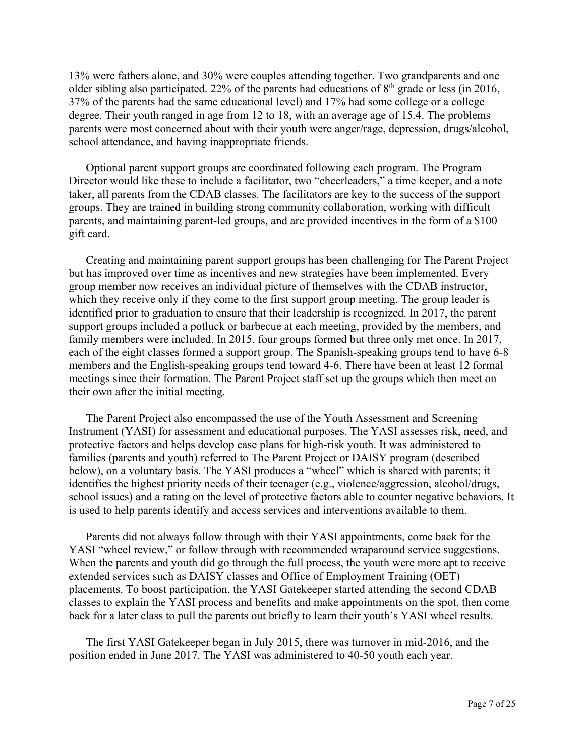13% were fathers alone, and 30% were couples attending together. Two grandparents and one older sibling also participated. 22% of the parents had educations of 8th grade or less (in 2016, 37% of the parents had the same educational level) and 17% had some college or a college degree. Their youth ranged in age from 12 to 18, with an average age of 15.4. The problems parents were most concerned about with their youth were anger/rage, depression, drugs/alcohol, school attendance, and having inappropriate friends.

Optional parent support groups are coordinated following each program. The Program Director would like these to include a facilitator, two "cheerleaders," a time keeper, and a note taker, all parents from the CDAB classes. The facilitators are key to the success of the support groups. They are trained in building strong community collaboration, working with difficult parents, and maintaining parent-led groups, and are provided incentives in the form of a $100 gift card.

Creating and maintaining parent support groups has been challenging for The Parent Project but has improved over time as incentives and new strategies have been implemented. Every group member now receives an individual picture of themselves with the CDAB instructor, which they receive only if they come to the first support group meeting. The group leader is identified prior to graduation to ensure that their leadership is recognized. In 2017, the parent support groups included a potluck or barbecue at each meeting, provided by the members, and family members were included. In 2015, four groups formed but three only met once. In 2017, each of the eight classes formed a support group. The Spanish-speaking groups tend to have 6-8 members and the English-speaking groups tend toward 4-6. There have been at least 12 formal meetings since their formation. The Parent Project staff set up the groups which then meet on their own after the initial meeting.

The Parent Project also encompassed the use of the Youth Assessment and Screening Instrument (YASI) for assessment and educational purposes. The YASI assesses risk, need, and protective factors and helps develop case plans for high-risk youth. It was administered to families (parents and youth) referred to The Parent Project or DAISY program (described below), on a voluntary basis. The YASI produces a "wheel" which is shared with parents; it identifies the highest priority needs of their teenager (e.g., violence/aggression, alcohol/drugs, school issues) and a rating on the level of protective factors able to counter negative behaviors. It is used to help parents identify and access services and interventions available to them.

Parents did not always follow through with their YASI appointments, come back for the YASI "wheel review," or follow through with recommended wraparound service suggestions. When the parents and youth did go through the full process, the youth were more apt to receive extended services such as DAISY classes and Office of Employment Training (OET) placements. To boost participation, the YASI Gatekeeper started attending the second CDAB classes to explain the YASI process and benefits and make appointments on the spot, then come back for a later class to pull the parents out briefly to learn their youth's YASI wheel results.

The first YASI Gatekeeper began in July 2015, there was turnover in mid-2016, and the position ended in June 2017. The YASI was administered to 40-50 youth each year.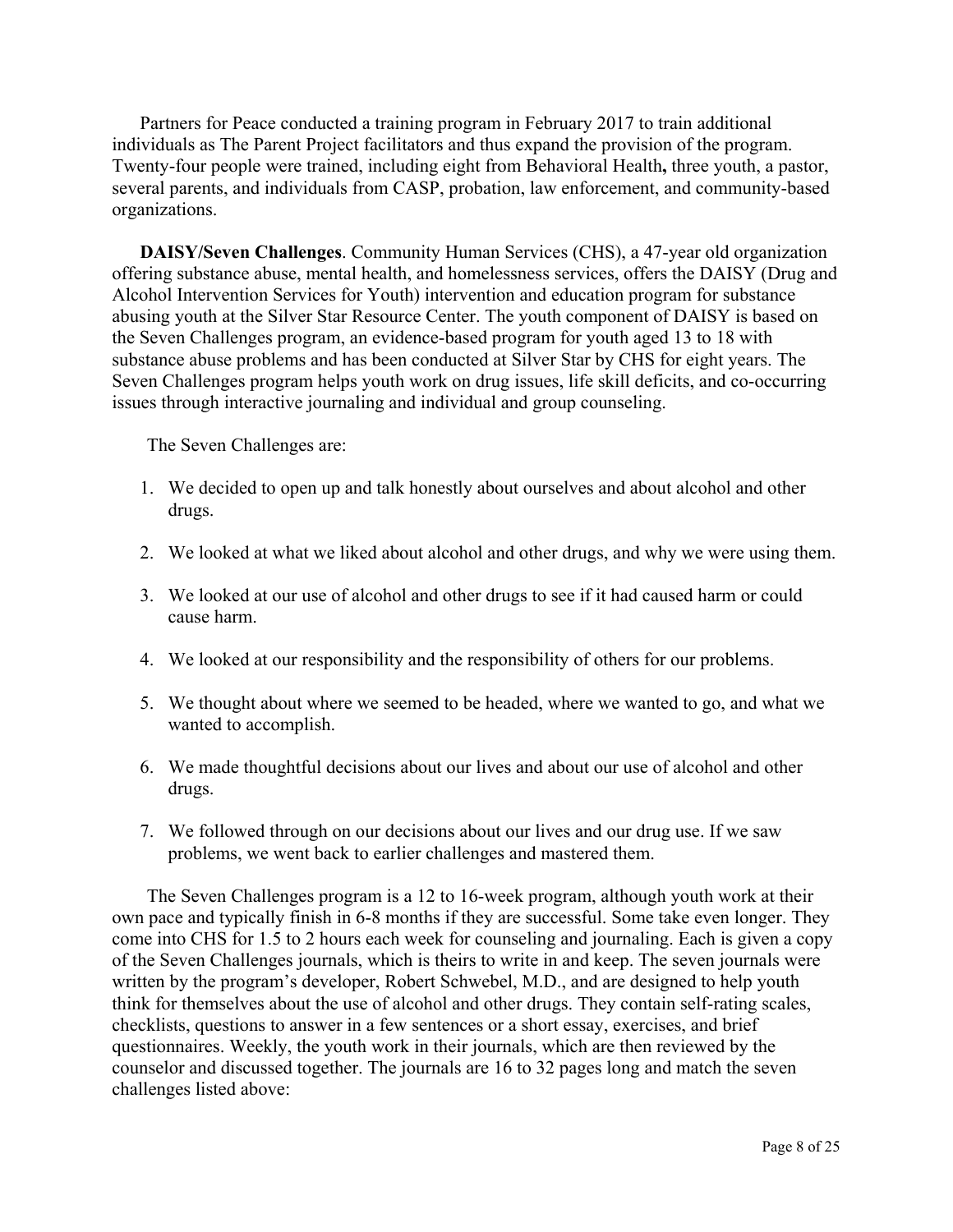Partners for Peace conducted a training program in February 2017 to train additional individuals as The Parent Project facilitators and thus expand the provision of the program. Twenty-four people were trained, including eight from Behavioral Health**,** three youth, a pastor, several parents, and individuals from CASP, probation, law enforcement, and community-based organizations.

**DAISY/Seven Challenges**. Community Human Services (CHS), a 47-year old organization offering substance abuse, mental health, and homelessness services, offers the DAISY (Drug and Alcohol Intervention Services for Youth) intervention and education program for substance abusing youth at the Silver Star Resource Center. The youth component of DAISY is based on the Seven Challenges program, an evidence-based program for youth aged 13 to 18 with substance abuse problems and has been conducted at Silver Star by CHS for eight years. The Seven Challenges program helps youth work on drug issues, life skill deficits, and co-occurring issues through interactive journaling and individual and group counseling.

The Seven Challenges are:

1. We decided to open up and talk honestly about ourselves and about alcohol and other drugs.
2. We looked at what we liked about alcohol and other drugs, and why we were using them.
3. We looked at our use of alcohol and other drugs to see if it had caused harm or could cause harm.
4. We looked at our responsibility and the responsibility of others for our problems.
5. We thought about where we seemed to be headed, where we wanted to go, and what we wanted to accomplish.
6. We made thoughtful decisions about our lives and about our use of alcohol and other drugs.
7. We followed through on our decisions about our lives and our drug use. If we saw problems, we went back to earlier challenges and mastered them.

The Seven Challenges program is a 12 to 16-week program, although youth work at their own pace and typically finish in 6-8 months if they are successful. Some take even longer. They come into CHS for 1.5 to 2 hours each week for counseling and journaling. Each is given a copy of the Seven Challenges journals, which is theirs to write in and keep. The seven journals were written by the program's developer, Robert Schwebel, M.D., and are designed to help youth think for themselves about the use of alcohol and other drugs. They contain self-rating scales, checklists, questions to answer in a few sentences or a short essay, exercises, and brief questionnaires. Weekly, the youth work in their journals, which are then reviewed by the counselor and discussed together. The journals are 16 to 32 pages long and match the seven challenges listed above: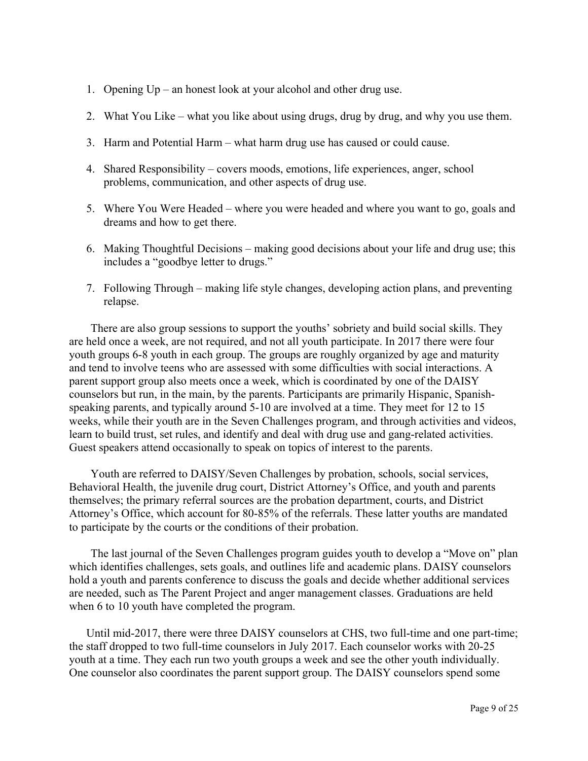1. Opening Up – an honest look at your alcohol and other drug use.

2. What You Like – what you like about using drugs, drug by drug, and why you use them.

3. Harm and Potential Harm – what harm drug use has caused or could cause.

4. Shared Responsibility – covers moods, emotions, life experiences, anger, school problems, communication, and other aspects of drug use.

5. Where You Were Headed – where you were headed and where you want to go, goals and dreams and how to get there.

6. Making Thoughtful Decisions – making good decisions about your life and drug use; this includes a "goodbye letter to drugs."

7. Following Through – making life style changes, developing action plans, and preventing relapse.

There are also group sessions to support the youths' sobriety and build social skills. They are held once a week, are not required, and not all youth participate. In 2017 there were four youth groups 6-8 youth in each group. The groups are roughly organized by age and maturity and tend to involve teens who are assessed with some difficulties with social interactions. A parent support group also meets once a week, which is coordinated by one of the DAISY counselors but run, in the main, by the parents. Participants are primarily Hispanic, Spanish-speaking parents, and typically around 5-10 are involved at a time. They meet for 12 to 15 weeks, while their youth are in the Seven Challenges program, and through activities and videos, learn to build trust, set rules, and identify and deal with drug use and gang-related activities. Guest speakers attend occasionally to speak on topics of interest to the parents.

Youth are referred to DAISY/Seven Challenges by probation, schools, social services, Behavioral Health, the juvenile drug court, District Attorney's Office, and youth and parents themselves; the primary referral sources are the probation department, courts, and District Attorney's Office, which account for 80-85% of the referrals. These latter youths are mandated to participate by the courts or the conditions of their probation.

The last journal of the Seven Challenges program guides youth to develop a "Move on" plan which identifies challenges, sets goals, and outlines life and academic plans. DAISY counselors hold a youth and parents conference to discuss the goals and decide whether additional services are needed, such as The Parent Project and anger management classes. Graduations are held when 6 to 10 youth have completed the program.

Until mid-2017, there were three DAISY counselors at CHS, two full-time and one part-time; the staff dropped to two full-time counselors in July 2017. Each counselor works with 20-25 youth at a time. They each run two youth groups a week and see the other youth individually. One counselor also coordinates the parent support group. The DAISY counselors spend some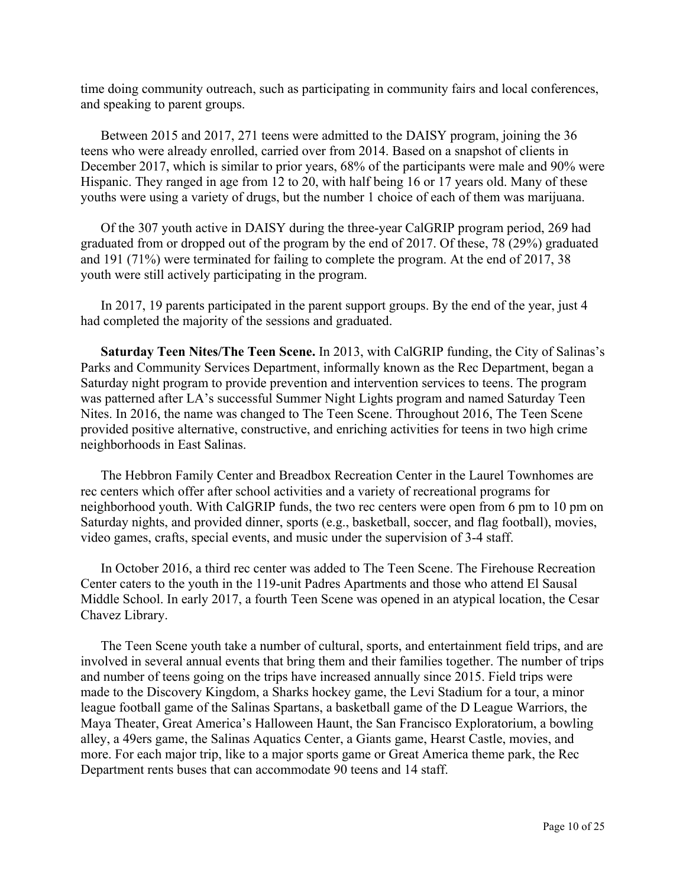time doing community outreach, such as participating in community fairs and local conferences, and speaking to parent groups.

Between 2015 and 2017, 271 teens were admitted to the DAISY program, joining the 36 teens who were already enrolled, carried over from 2014. Based on a snapshot of clients in December 2017, which is similar to prior years, 68% of the participants were male and 90% were Hispanic. They ranged in age from 12 to 20, with half being 16 or 17 years old. Many of these youths were using a variety of drugs, but the number 1 choice of each of them was marijuana.

Of the 307 youth active in DAISY during the three-year CalGRIP program period, 269 had graduated from or dropped out of the program by the end of 2017. Of these, 78 (29%) graduated and 191 (71%) were terminated for failing to complete the program. At the end of 2017, 38 youth were still actively participating in the program.

In 2017, 19 parents participated in the parent support groups. By the end of the year, just 4 had completed the majority of the sessions and graduated.

**Saturday Teen Nites/The Teen Scene.** In 2013, with CalGRIP funding, the City of Salinas's Parks and Community Services Department, informally known as the Rec Department, began a Saturday night program to provide prevention and intervention services to teens. The program was patterned after LA's successful Summer Night Lights program and named Saturday Teen Nites. In 2016, the name was changed to The Teen Scene. Throughout 2016, The Teen Scene provided positive alternative, constructive, and enriching activities for teens in two high crime neighborhoods in East Salinas.

The Hebbron Family Center and Breadbox Recreation Center in the Laurel Townhomes are rec centers which offer after school activities and a variety of recreational programs for neighborhood youth. With CalGRIP funds, the two rec centers were open from 6 pm to 10 pm on Saturday nights, and provided dinner, sports (e.g., basketball, soccer, and flag football), movies, video games, crafts, special events, and music under the supervision of 3-4 staff.

In October 2016, a third rec center was added to The Teen Scene. The Firehouse Recreation Center caters to the youth in the 119-unit Padres Apartments and those who attend El Sausal Middle School. In early 2017, a fourth Teen Scene was opened in an atypical location, the Cesar Chavez Library.

The Teen Scene youth take a number of cultural, sports, and entertainment field trips, and are involved in several annual events that bring them and their families together. The number of trips and number of teens going on the trips have increased annually since 2015. Field trips were made to the Discovery Kingdom, a Sharks hockey game, the Levi Stadium for a tour, a minor league football game of the Salinas Spartans, a basketball game of the D League Warriors, the Maya Theater, Great America's Halloween Haunt, the San Francisco Exploratorium, a bowling alley, a 49ers game, the Salinas Aquatics Center, a Giants game, Hearst Castle, movies, and more. For each major trip, like to a major sports game or Great America theme park, the Rec Department rents buses that can accommodate 90 teens and 14 staff.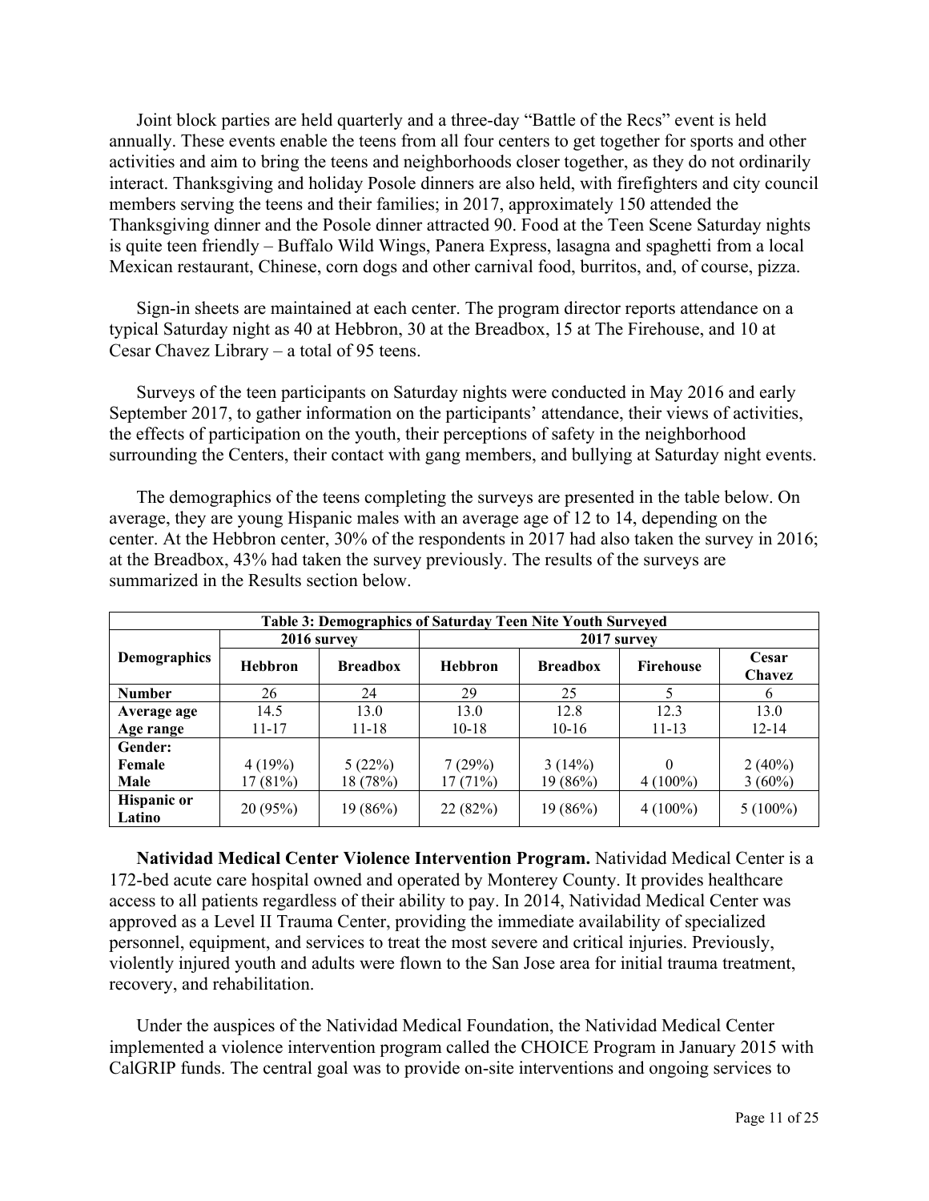Joint block parties are held quarterly and a three-day "Battle of the Recs" event is held annually. These events enable the teens from all four centers to get together for sports and other activities and aim to bring the teens and neighborhoods closer together, as they do not ordinarily interact. Thanksgiving and holiday Posole dinners are also held, with firefighters and city council members serving the teens and their families; in 2017, approximately 150 attended the Thanksgiving dinner and the Posole dinner attracted 90. Food at the Teen Scene Saturday nights is quite teen friendly – Buffalo Wild Wings, Panera Express, lasagna and spaghetti from a local Mexican restaurant, Chinese, corn dogs and other carnival food, burritos, and, of course, pizza.

Sign-in sheets are maintained at each center. The program director reports attendance on a typical Saturday night as 40 at Hebbron, 30 at the Breadbox, 15 at The Firehouse, and 10 at Cesar Chavez Library – a total of 95 teens.

Surveys of the teen participants on Saturday nights were conducted in May 2016 and early September 2017, to gather information on the participants' attendance, their views of activities, the effects of participation on the youth, their perceptions of safety in the neighborhood surrounding the Centers, their contact with gang members, and bullying at Saturday night events.

The demographics of the teens completing the surveys are presented in the table below. On average, they are young Hispanic males with an average age of 12 to 14, depending on the center. At the Hebbron center, 30% of the respondents in 2017 had also taken the survey in 2016; at the Breadbox, 43% had taken the survey previously. The results of the surveys are summarized in the Results section below.

**Table 3: Demographics of Saturday Teen Nite Youth Surveyed**

| Demographics | 2016 survey | | 2017 survey | | | |
|---|---|---|---|---|---|---|
| | Hebbron | Breadbox | Hebbron | Breadbox | Firehouse | Cesar Chavez |
| **Number** | 26 | 24 | 29 | 25 | 5 | 6 |
| **Average age** | 14.5 | 13.0 | 13.0 | 12.8 | 12.3 | 13.0 |
| **Age range** | 11-17 | 11-18 | 10-18 | 10-16 | 11-13 | 12-14 |
| **Gender:** | | | | | | |
| **Female** | 4 (19%) | 5 (22%) | 7 (29%) | 3 (14%) | 0 | 2 (40%) |
| **Male** | 17 (81%) | 18 (78%) | 17 (71%) | 19 (86%) | 4 (100%) | 3 (60%) |
| **Hispanic or Latino** | 20 (95%) | 19 (86%) | 22 (82%) | 19 (86%) | 4 (100%) | 5 (100%) |

**Natividad Medical Center Violence Intervention Program.** Natividad Medical Center is a 172-bed acute care hospital owned and operated by Monterey County. It provides healthcare access to all patients regardless of their ability to pay. In 2014, Natividad Medical Center was approved as a Level II Trauma Center, providing the immediate availability of specialized personnel, equipment, and services to treat the most severe and critical injuries. Previously, violently injured youth and adults were flown to the San Jose area for initial trauma treatment, recovery, and rehabilitation.

Under the auspices of the Natividad Medical Foundation, the Natividad Medical Center implemented a violence intervention program called the CHOICE Program in January 2015 with CalGRIP funds. The central goal was to provide on-site interventions and ongoing services to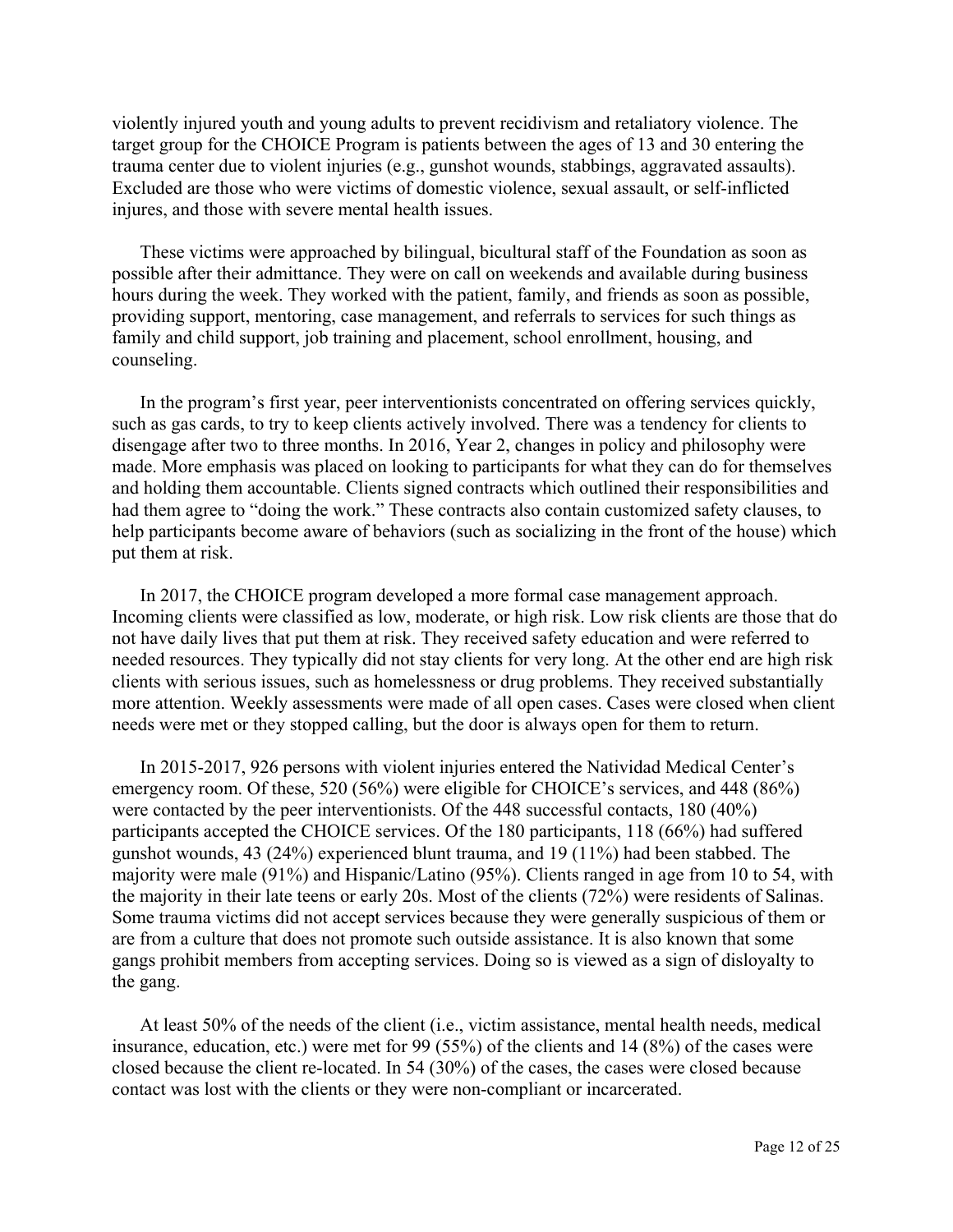violently injured youth and young adults to prevent recidivism and retaliatory violence. The target group for the CHOICE Program is patients between the ages of 13 and 30 entering the trauma center due to violent injuries (e.g., gunshot wounds, stabbings, aggravated assaults). Excluded are those who were victims of domestic violence, sexual assault, or self-inflicted injures, and those with severe mental health issues.

These victims were approached by bilingual, bicultural staff of the Foundation as soon as possible after their admittance. They were on call on weekends and available during business hours during the week. They worked with the patient, family, and friends as soon as possible, providing support, mentoring, case management, and referrals to services for such things as family and child support, job training and placement, school enrollment, housing, and counseling.

In the program's first year, peer interventionists concentrated on offering services quickly, such as gas cards, to try to keep clients actively involved. There was a tendency for clients to disengage after two to three months. In 2016, Year 2, changes in policy and philosophy were made. More emphasis was placed on looking to participants for what they can do for themselves and holding them accountable. Clients signed contracts which outlined their responsibilities and had them agree to "doing the work." These contracts also contain customized safety clauses, to help participants become aware of behaviors (such as socializing in the front of the house) which put them at risk.

In 2017, the CHOICE program developed a more formal case management approach. Incoming clients were classified as low, moderate, or high risk. Low risk clients are those that do not have daily lives that put them at risk. They received safety education and were referred to needed resources. They typically did not stay clients for very long. At the other end are high risk clients with serious issues, such as homelessness or drug problems. They received substantially more attention. Weekly assessments were made of all open cases. Cases were closed when client needs were met or they stopped calling, but the door is always open for them to return.

In 2015-2017, 926 persons with violent injuries entered the Natividad Medical Center's emergency room. Of these, 520 (56%) were eligible for CHOICE's services, and 448 (86%) were contacted by the peer interventionists. Of the 448 successful contacts, 180 (40%) participants accepted the CHOICE services. Of the 180 participants, 118 (66%) had suffered gunshot wounds, 43 (24%) experienced blunt trauma, and 19 (11%) had been stabbed. The majority were male (91%) and Hispanic/Latino (95%). Clients ranged in age from 10 to 54, with the majority in their late teens or early 20s. Most of the clients (72%) were residents of Salinas. Some trauma victims did not accept services because they were generally suspicious of them or are from a culture that does not promote such outside assistance. It is also known that some gangs prohibit members from accepting services. Doing so is viewed as a sign of disloyalty to the gang.

At least 50% of the needs of the client (i.e., victim assistance, mental health needs, medical insurance, education, etc.) were met for 99 (55%) of the clients and 14 (8%) of the cases were closed because the client re-located. In 54 (30%) of the cases, the cases were closed because contact was lost with the clients or they were non-compliant or incarcerated.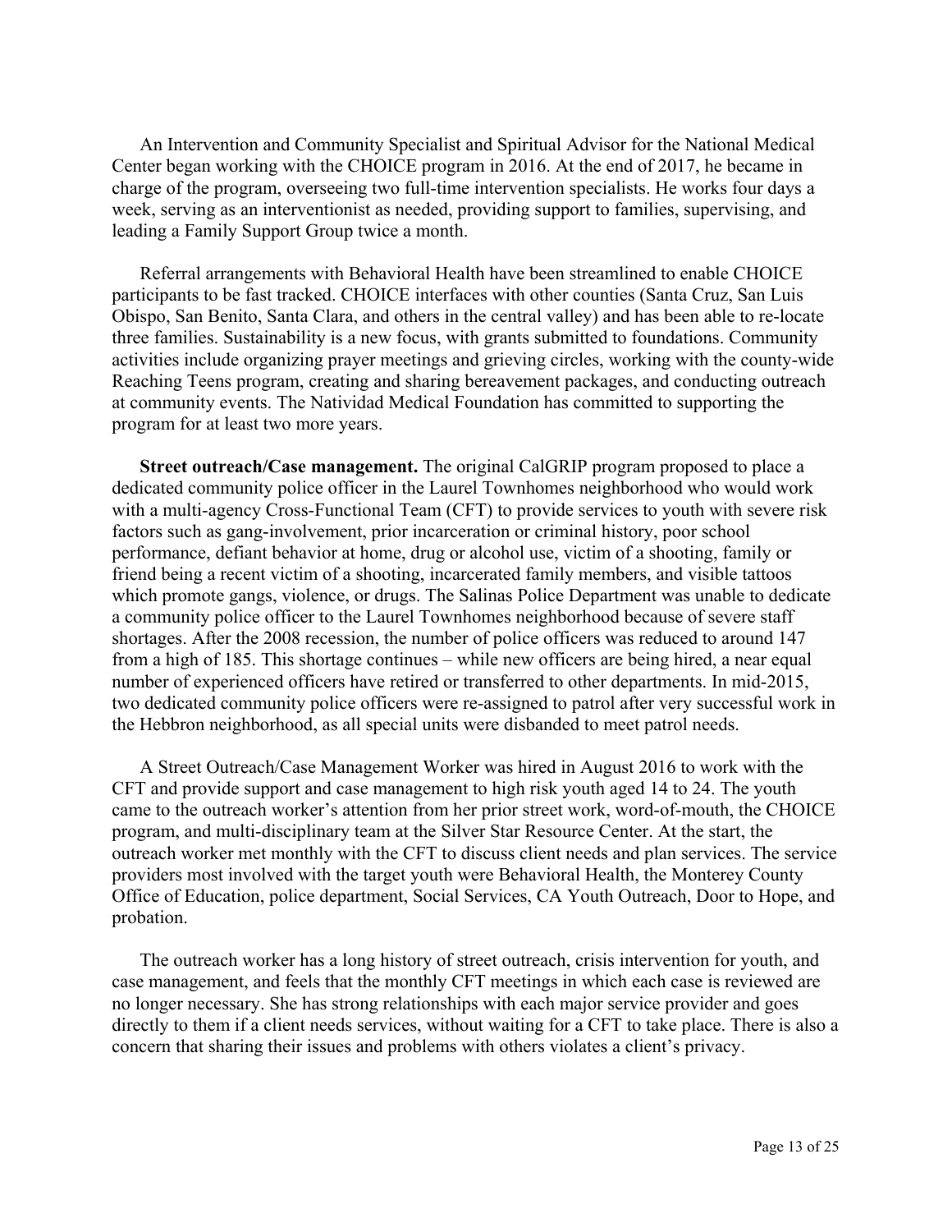An Intervention and Community Specialist and Spiritual Advisor for the National Medical Center began working with the CHOICE program in 2016. At the end of 2017, he became in charge of the program, overseeing two full-time intervention specialists. He works four days a week, serving as an interventionist as needed, providing support to families, supervising, and leading a Family Support Group twice a month.

Referral arrangements with Behavioral Health have been streamlined to enable CHOICE participants to be fast tracked. CHOICE interfaces with other counties (Santa Cruz, San Luis Obispo, San Benito, Santa Clara, and others in the central valley) and has been able to re-locate three families. Sustainability is a new focus, with grants submitted to foundations. Community activities include organizing prayer meetings and grieving circles, working with the county-wide Reaching Teens program, creating and sharing bereavement packages, and conducting outreach at community events. The Natividad Medical Foundation has committed to supporting the program for at least two more years.

**Street outreach/Case management.** The original CalGRIP program proposed to place a dedicated community police officer in the Laurel Townhomes neighborhood who would work with a multi-agency Cross-Functional Team (CFT) to provide services to youth with severe risk factors such as gang-involvement, prior incarceration or criminal history, poor school performance, defiant behavior at home, drug or alcohol use, victim of a shooting, family or friend being a recent victim of a shooting, incarcerated family members, and visible tattoos which promote gangs, violence, or drugs. The Salinas Police Department was unable to dedicate a community police officer to the Laurel Townhomes neighborhood because of severe staff shortages. After the 2008 recession, the number of police officers was reduced to around 147 from a high of 185. This shortage continues – while new officers are being hired, a near equal number of experienced officers have retired or transferred to other departments. In mid-2015, two dedicated community police officers were re-assigned to patrol after very successful work in the Hebbron neighborhood, as all special units were disbanded to meet patrol needs.

A Street Outreach/Case Management Worker was hired in August 2016 to work with the CFT and provide support and case management to high risk youth aged 14 to 24. The youth came to the outreach worker's attention from her prior street work, word-of-mouth, the CHOICE program, and multi-disciplinary team at the Silver Star Resource Center. At the start, the outreach worker met monthly with the CFT to discuss client needs and plan services. The service providers most involved with the target youth were Behavioral Health, the Monterey County Office of Education, police department, Social Services, CA Youth Outreach, Door to Hope, and probation.

The outreach worker has a long history of street outreach, crisis intervention for youth, and case management, and feels that the monthly CFT meetings in which each case is reviewed are no longer necessary. She has strong relationships with each major service provider and goes directly to them if a client needs services, without waiting for a CFT to take place. There is also a concern that sharing their issues and problems with others violates a client's privacy.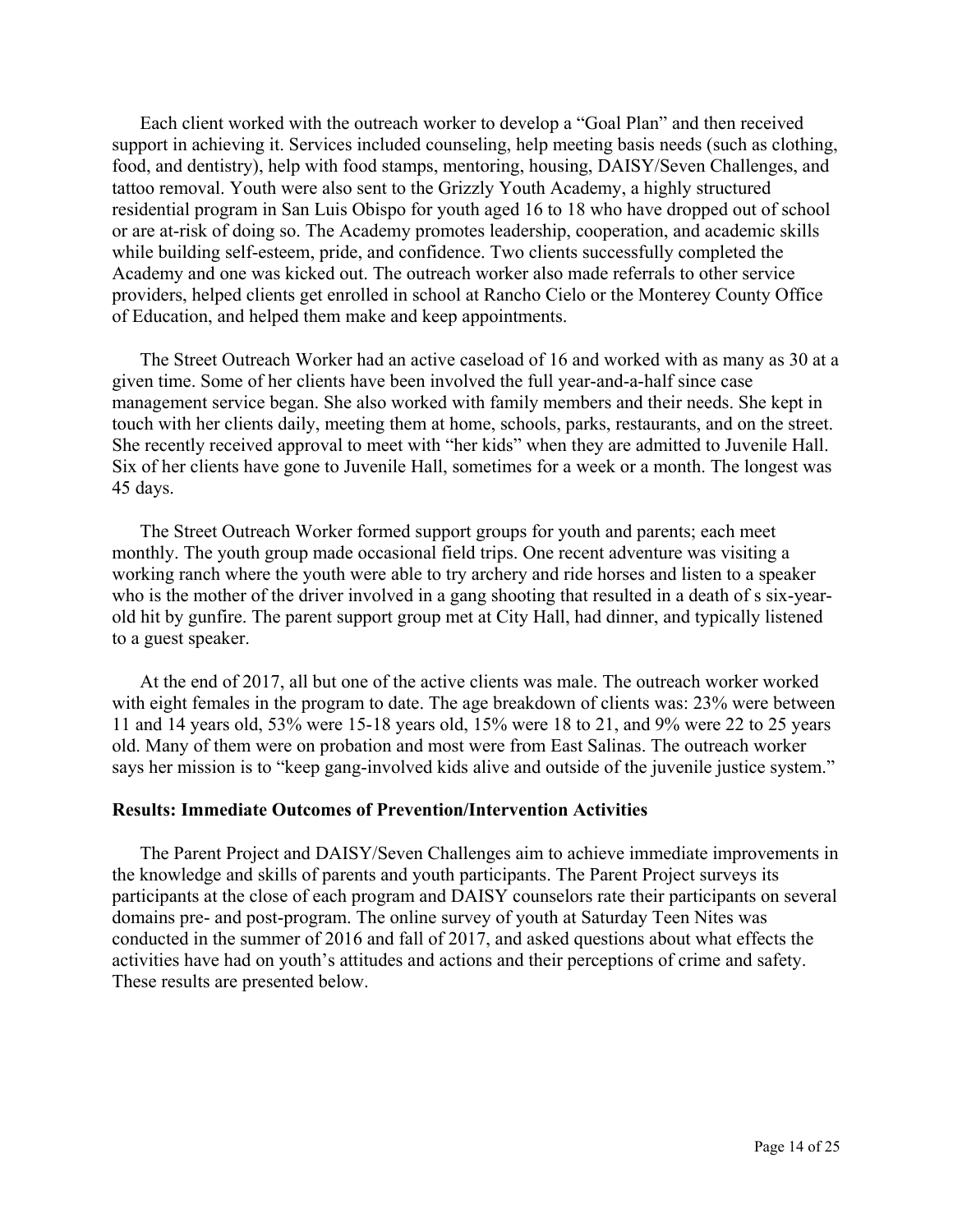Each client worked with the outreach worker to develop a "Goal Plan" and then received support in achieving it. Services included counseling, help meeting basis needs (such as clothing, food, and dentistry), help with food stamps, mentoring, housing, DAISY/Seven Challenges, and tattoo removal. Youth were also sent to the Grizzly Youth Academy, a highly structured residential program in San Luis Obispo for youth aged 16 to 18 who have dropped out of school or are at-risk of doing so. The Academy promotes leadership, cooperation, and academic skills while building self-esteem, pride, and confidence. Two clients successfully completed the Academy and one was kicked out. The outreach worker also made referrals to other service providers, helped clients get enrolled in school at Rancho Cielo or the Monterey County Office of Education, and helped them make and keep appointments.

The Street Outreach Worker had an active caseload of 16 and worked with as many as 30 at a given time. Some of her clients have been involved the full year-and-a-half since case management service began. She also worked with family members and their needs. She kept in touch with her clients daily, meeting them at home, schools, parks, restaurants, and on the street. She recently received approval to meet with "her kids" when they are admitted to Juvenile Hall. Six of her clients have gone to Juvenile Hall, sometimes for a week or a month. The longest was 45 days.

The Street Outreach Worker formed support groups for youth and parents; each meet monthly. The youth group made occasional field trips. One recent adventure was visiting a working ranch where the youth were able to try archery and ride horses and listen to a speaker who is the mother of the driver involved in a gang shooting that resulted in a death of s six-year-old hit by gunfire. The parent support group met at City Hall, had dinner, and typically listened to a guest speaker.

At the end of 2017, all but one of the active clients was male. The outreach worker worked with eight females in the program to date. The age breakdown of clients was: 23% were between 11 and 14 years old, 53% were 15-18 years old, 15% were 18 to 21, and 9% were 22 to 25 years old. Many of them were on probation and most were from East Salinas. The outreach worker says her mission is to "keep gang-involved kids alive and outside of the juvenile justice system."

### Results: Immediate Outcomes of Prevention/Intervention Activities

The Parent Project and DAISY/Seven Challenges aim to achieve immediate improvements in the knowledge and skills of parents and youth participants. The Parent Project surveys its participants at the close of each program and DAISY counselors rate their participants on several domains pre- and post-program. The online survey of youth at Saturday Teen Nites was conducted in the summer of 2016 and fall of 2017, and asked questions about what effects the activities have had on youth's attitudes and actions and their perceptions of crime and safety. These results are presented below.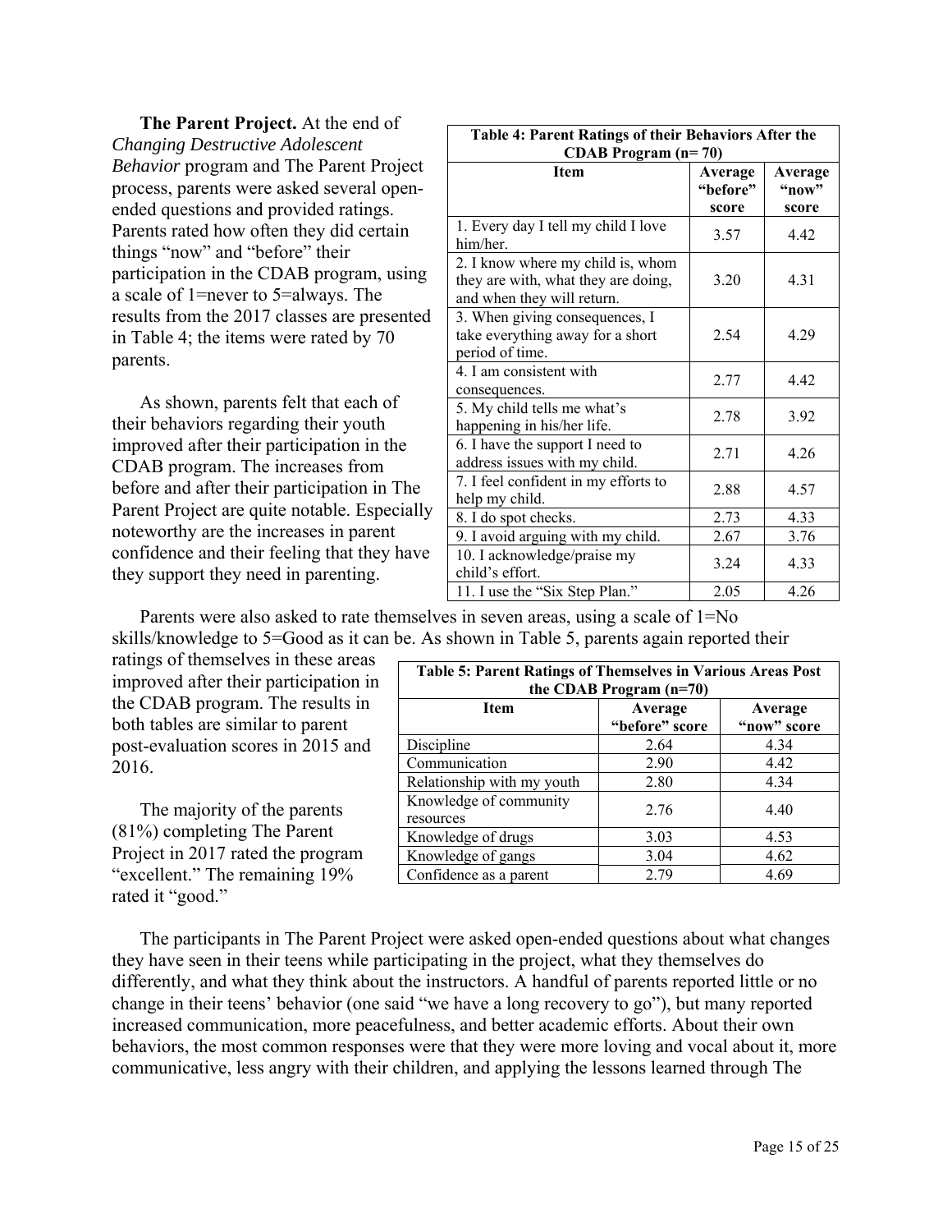**The Parent Project.** At the end of *Changing Destructive Adolescent Behavior* program and The Parent Project process, parents were asked several open-ended questions and provided ratings. Parents rated how often they did certain things "now" and "before" their participation in the CDAB program, using a scale of 1=never to 5=always. The results from the 2017 classes are presented in Table 4; the items were rated by 70 parents.

As shown, parents felt that each of their behaviors regarding their youth improved after their participation in the CDAB program. The increases from before and after their participation in The Parent Project are quite notable. Especially noteworthy are the increases in parent confidence and their feeling that they have they support they need in parenting.

**Table 4: Parent Ratings of their Behaviors After the CDAB Program (n= 70)**

| Item | Average "before" score | Average "now" score |
|---|---|---|
| 1. Every day I tell my child I love him/her. | 3.57 | 4.42 |
| 2. I know where my child is, whom they are with, what they are doing, and when they will return. | 3.20 | 4.31 |
| 3. When giving consequences, I take everything away for a short period of time. | 2.54 | 4.29 |
| 4. I am consistent with consequences. | 2.77 | 4.42 |
| 5. My child tells me what's happening in his/her life. | 2.78 | 3.92 |
| 6. I have the support I need to address issues with my child. | 2.71 | 4.26 |
| 7. I feel confident in my efforts to help my child. | 2.88 | 4.57 |
| 8. I do spot checks. | 2.73 | 4.33 |
| 9. I avoid arguing with my child. | 2.67 | 3.76 |
| 10. I acknowledge/praise my child's effort. | 3.24 | 4.33 |
| 11. I use the "Six Step Plan." | 2.05 | 4.26 |

Parents were also asked to rate themselves in seven areas, using a scale of 1=No skills/knowledge to 5=Good as it can be. As shown in Table 5, parents again reported their ratings of themselves in these areas improved after their participation in the CDAB program. The results in both tables are similar to parent post-evaluation scores in 2015 and 2016.

**Table 5: Parent Ratings of Themselves in Various Areas Post the CDAB Program (n=70)**

| Item | Average "before" score | Average "now" score |
|---|---|---|
| Discipline | 2.64 | 4.34 |
| Communication | 2.90 | 4.42 |
| Relationship with my youth | 2.80 | 4.34 |
| Knowledge of community resources | 2.76 | 4.40 |
| Knowledge of drugs | 3.03 | 4.53 |
| Knowledge of gangs | 3.04 | 4.62 |
| Confidence as a parent | 2.79 | 4.69 |

The majority of the parents (81%) completing The Parent Project in 2017 rated the program "excellent." The remaining 19% rated it "good."

The participants in The Parent Project were asked open-ended questions about what changes they have seen in their teens while participating in the project, what they themselves do differently, and what they think about the instructors. A handful of parents reported little or no change in their teens' behavior (one said "we have a long recovery to go"), but many reported increased communication, more peacefulness, and better academic efforts. About their own behaviors, the most common responses were that they were more loving and vocal about it, more communicative, less angry with their children, and applying the lessons learned through The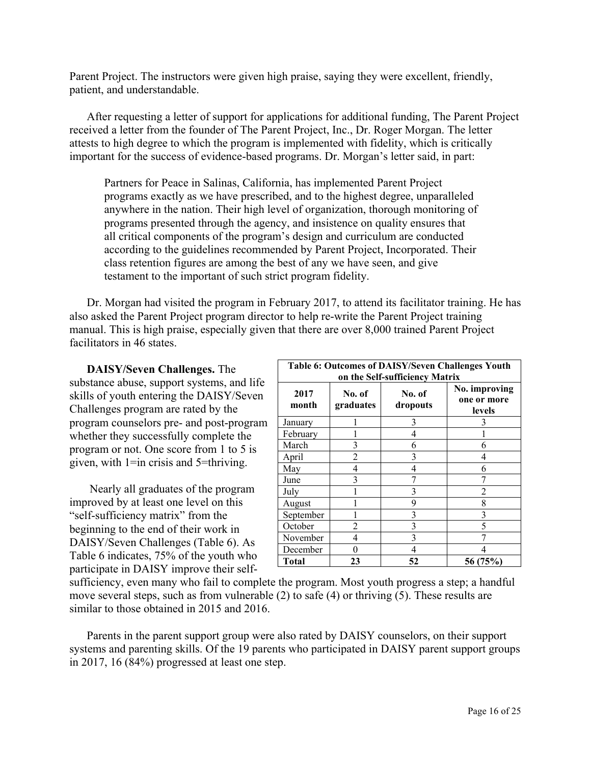Parent Project. The instructors were given high praise, saying they were excellent, friendly, patient, and understandable.

After requesting a letter of support for applications for additional funding, The Parent Project received a letter from the founder of The Parent Project, Inc., Dr. Roger Morgan. The letter attests to high degree to which the program is implemented with fidelity, which is critically important for the success of evidence-based programs. Dr. Morgan's letter said, in part:

> Partners for Peace in Salinas, California, has implemented Parent Project programs exactly as we have prescribed, and to the highest degree, unparalleled anywhere in the nation. Their high level of organization, thorough monitoring of programs presented through the agency, and insistence on quality ensures that all critical components of the program's design and curriculum are conducted according to the guidelines recommended by Parent Project, Incorporated. Their class retention figures are among the best of any we have seen, and give testament to the important of such strict program fidelity.

Dr. Morgan had visited the program in February 2017, to attend its facilitator training. He has also asked the Parent Project program director to help re-write the Parent Project training manual. This is high praise, especially given that there are over 8,000 trained Parent Project facilitators in 46 states.

**DAISY/Seven Challenges.** The substance abuse, support systems, and life skills of youth entering the DAISY/Seven Challenges program are rated by the program counselors pre- and post-program whether they successfully complete the program or not. One score from 1 to 5 is given, with 1=in crisis and 5=thriving.

Nearly all graduates of the program improved by at least one level on this "self-sufficiency matrix" from the beginning to the end of their work in DAISY/Seven Challenges (Table 6). As Table 6 indicates, 75% of the youth who participate in DAISY improve their self-sufficiency, even many who fail to complete the program. Most youth progress a step; a handful move several steps, such as from vulnerable (2) to safe (4) or thriving (5). These results are similar to those obtained in 2015 and 2016.

**Table 6: Outcomes of DAISY/Seven Challenges Youth on the Self-sufficiency Matrix**

| 2017 month | No. of graduates | No. of dropouts | No. improving one or more levels |
|---|---|---|---|
| January | 1 | 3 | 3 |
| February | 1 | 4 | 1 |
| March | 3 | 6 | 6 |
| April | 2 | 3 | 4 |
| May | 4 | 4 | 6 |
| June | 3 | 7 | 7 |
| July | 1 | 3 | 2 |
| August | 1 | 9 | 8 |
| September | 1 | 3 | 3 |
| October | 2 | 3 | 5 |
| November | 4 | 3 | 7 |
| December | 0 | 4 | 4 |
| **Total** | **23** | **52** | **56 (75%)** |

Parents in the parent support group were also rated by DAISY counselors, on their support systems and parenting skills. Of the 19 parents who participated in DAISY parent support groups in 2017, 16 (84%) progressed at least one step.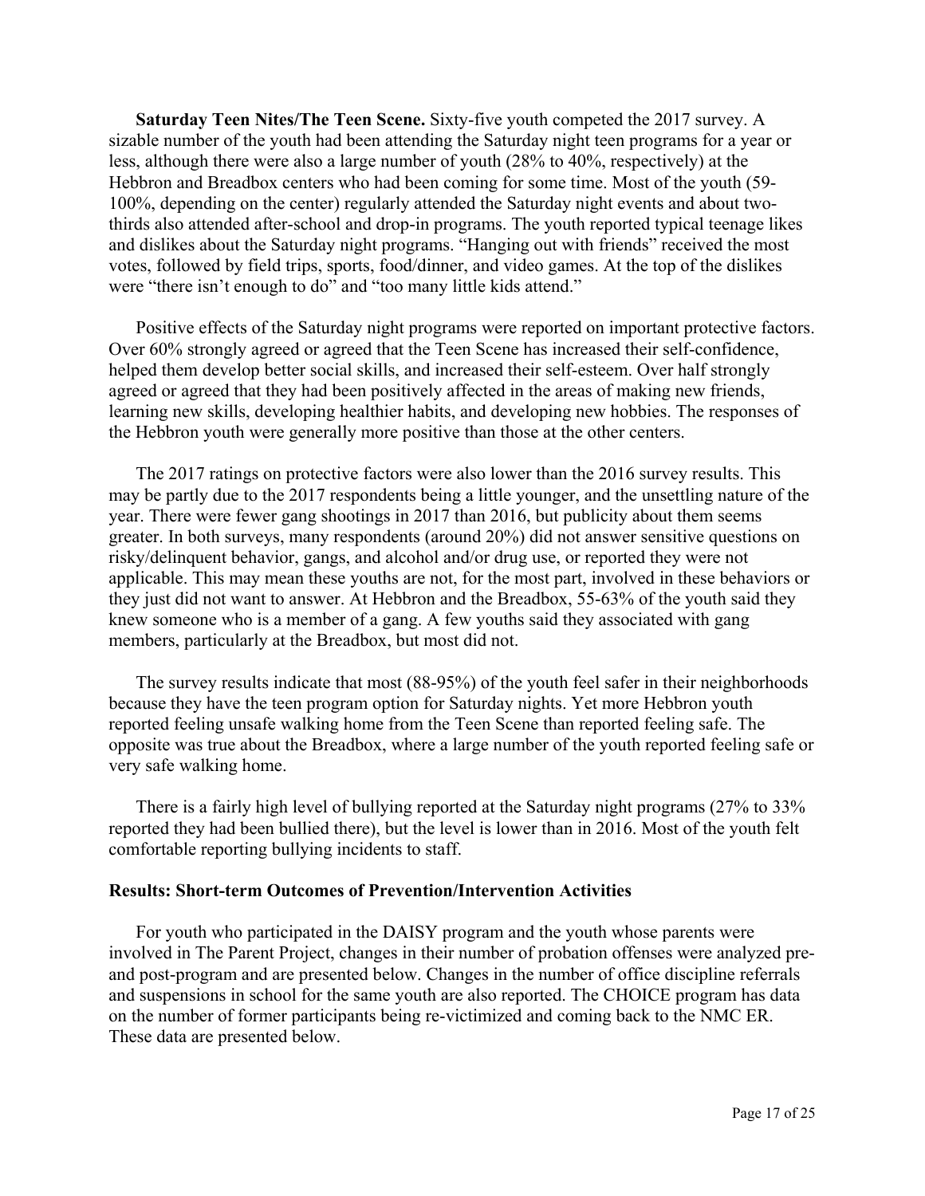**Saturday Teen Nites/The Teen Scene.** Sixty-five youth competed the 2017 survey. A sizable number of the youth had been attending the Saturday night teen programs for a year or less, although there were also a large number of youth (28% to 40%, respectively) at the Hebbron and Breadbox centers who had been coming for some time. Most of the youth (59-100%, depending on the center) regularly attended the Saturday night events and about two-thirds also attended after-school and drop-in programs. The youth reported typical teenage likes and dislikes about the Saturday night programs. "Hanging out with friends" received the most votes, followed by field trips, sports, food/dinner, and video games. At the top of the dislikes were "there isn't enough to do" and "too many little kids attend."

Positive effects of the Saturday night programs were reported on important protective factors. Over 60% strongly agreed or agreed that the Teen Scene has increased their self-confidence, helped them develop better social skills, and increased their self-esteem. Over half strongly agreed or agreed that they had been positively affected in the areas of making new friends, learning new skills, developing healthier habits, and developing new hobbies. The responses of the Hebbron youth were generally more positive than those at the other centers.

The 2017 ratings on protective factors were also lower than the 2016 survey results. This may be partly due to the 2017 respondents being a little younger, and the unsettling nature of the year. There were fewer gang shootings in 2017 than 2016, but publicity about them seems greater. In both surveys, many respondents (around 20%) did not answer sensitive questions on risky/delinquent behavior, gangs, and alcohol and/or drug use, or reported they were not applicable. This may mean these youths are not, for the most part, involved in these behaviors or they just did not want to answer. At Hebbron and the Breadbox, 55-63% of the youth said they knew someone who is a member of a gang. A few youths said they associated with gang members, particularly at the Breadbox, but most did not.

The survey results indicate that most (88-95%) of the youth feel safer in their neighborhoods because they have the teen program option for Saturday nights. Yet more Hebbron youth reported feeling unsafe walking home from the Teen Scene than reported feeling safe. The opposite was true about the Breadbox, where a large number of the youth reported feeling safe or very safe walking home.

There is a fairly high level of bullying reported at the Saturday night programs (27% to 33% reported they had been bullied there), but the level is lower than in 2016. Most of the youth felt comfortable reporting bullying incidents to staff.

### Results: Short-term Outcomes of Prevention/Intervention Activities

For youth who participated in the DAISY program and the youth whose parents were involved in The Parent Project, changes in their number of probation offenses were analyzed pre- and post-program and are presented below. Changes in the number of office discipline referrals and suspensions in school for the same youth are also reported. The CHOICE program has data on the number of former participants being re-victimized and coming back to the NMC ER. These data are presented below.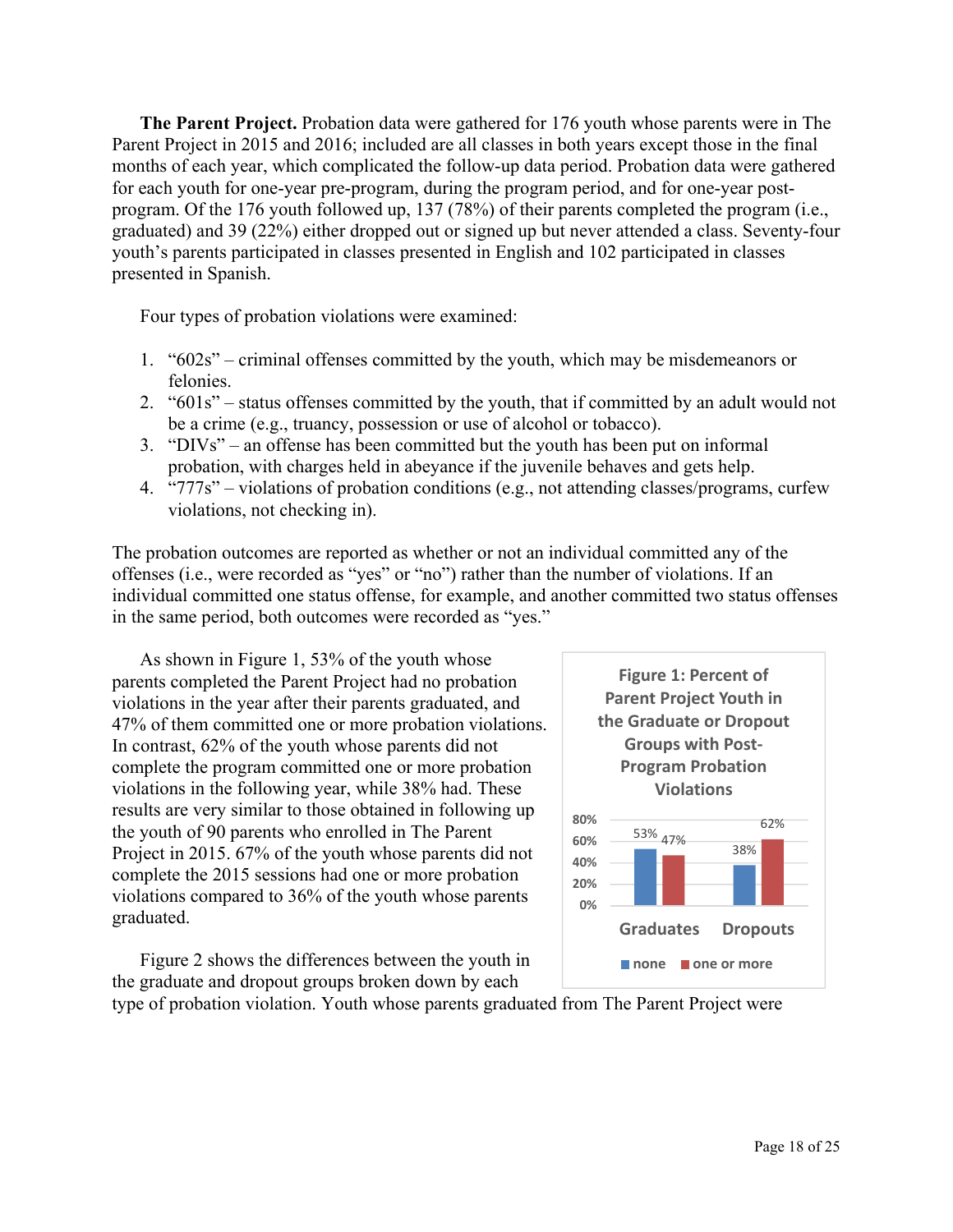**The Parent Project.** Probation data were gathered for 176 youth whose parents were in The Parent Project in 2015 and 2016; included are all classes in both years except those in the final months of each year, which complicated the follow-up data period. Probation data were gathered for each youth for one-year pre-program, during the program period, and for one-year post-program. Of the 176 youth followed up, 137 (78%) of their parents completed the program (i.e., graduated) and 39 (22%) either dropped out or signed up but never attended a class. Seventy-four youth's parents participated in classes presented in English and 102 participated in classes presented in Spanish.

Four types of probation violations were examined:

1. "602s" – criminal offenses committed by the youth, which may be misdemeanors or felonies.
2. "601s" – status offenses committed by the youth, that if committed by an adult would not be a crime (e.g., truancy, possession or use of alcohol or tobacco).
3. "DIVs" – an offense has been committed but the youth has been put on informal probation, with charges held in abeyance if the juvenile behaves and gets help.
4. "777s" – violations of probation conditions (e.g., not attending classes/programs, curfew violations, not checking in).

The probation outcomes are reported as whether or not an individual committed any of the offenses (i.e., were recorded as "yes" or "no") rather than the number of violations. If an individual committed one status offense, for example, and another committed two status offenses in the same period, both outcomes were recorded as "yes."

As shown in Figure 1, 53% of the youth whose parents completed the Parent Project had no probation violations in the year after their parents graduated, and 47% of them committed one or more probation violations. In contrast, 62% of the youth whose parents did not complete the program committed one or more probation violations in the following year, while 38% had. These results are very similar to those obtained in following up the youth of 90 parents who enrolled in The Parent Project in 2015. 67% of the youth whose parents did not complete the 2015 sessions had one or more probation violations compared to 36% of the youth whose parents graduated.

**Figure 1: Percent of Parent Project Youth in the Graduate or Dropout Groups with Post-Program Probation Violations**

| | none | one or more |
|---|---|---|
| Graduates | 53% | 47% |
| Dropouts | 38% | 62% |

Figure 2 shows the differences between the youth in the graduate and dropout groups broken down by each type of probation violation. Youth whose parents graduated from The Parent Project were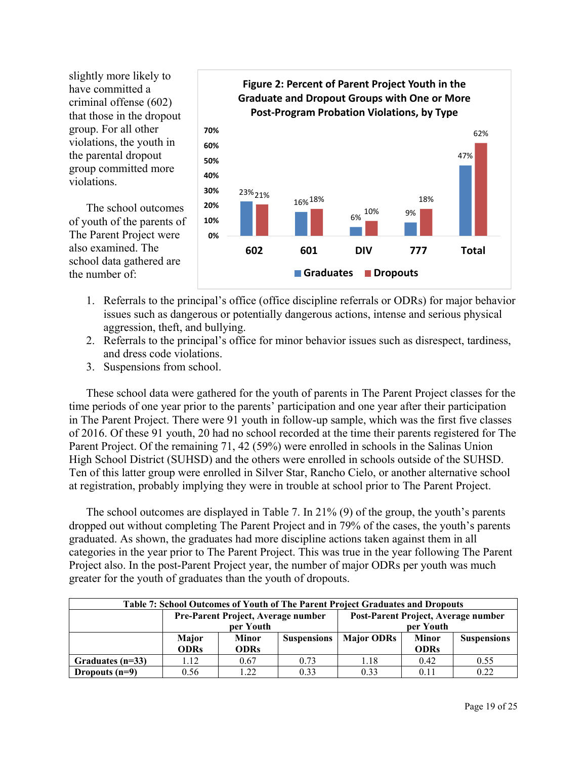slightly more likely to have committed a criminal offense (602) that those in the dropout group. For all other violations, the youth in the parental dropout group committed more violations.

**Figure 2: Percent of Parent Project Youth in the Graduate and Dropout Groups with One or More Post-Program Probation Violations, by Type**

| | 602 | 601 | DIV | 777 | Total |
|---|---|---|---|---|---|
| Graduates | 23% | 16% | 6% | 9% | 47% |
| Dropouts | 21% | 18% | 10% | 18% | 62% |

The school outcomes of youth of the parents of The Parent Project were also examined. The school data gathered are the number of:

1. Referrals to the principal's office (office discipline referrals or ODRs) for major behavior issues such as dangerous or potentially dangerous actions, intense and serious physical aggression, theft, and bullying.
2. Referrals to the principal's office for minor behavior issues such as disrespect, tardiness, and dress code violations.
3. Suspensions from school.

These school data were gathered for the youth of parents in The Parent Project classes for the time periods of one year prior to the parents' participation and one year after their participation in The Parent Project. There were 91 youth in follow-up sample, which was the first five classes of 2016. Of these 91 youth, 20 had no school recorded at the time their parents registered for The Parent Project. Of the remaining 71, 42 (59%) were enrolled in schools in the Salinas Union High School District (SUHSD) and the others were enrolled in schools outside of the SUHSD. Ten of this latter group were enrolled in Silver Star, Rancho Cielo, or another alternative school at registration, probably implying they were in trouble at school prior to The Parent Project.

The school outcomes are displayed in Table 7. In 21% (9) of the group, the youth's parents dropped out without completing The Parent Project and in 79% of the cases, the youth's parents graduated. As shown, the graduates had more discipline actions taken against them in all categories in the year prior to The Parent Project. This was true in the year following The Parent Project also. In the post-Parent Project year, the number of major ODRs per youth was much greater for the youth of graduates than the youth of dropouts.

**Table 7: School Outcomes of Youth of The Parent Project Graduates and Dropouts**

| | Pre-Parent Project, Average number per Youth | | | Post-Parent Project, Average number per Youth | | |
|---|---|---|---|---|---|---|
| | Major ODRs | Minor ODRs | Suspensions | Major ODRs | Minor ODRs | Suspensions |
| **Graduates (n=33)** | 1.12 | 0.67 | 0.73 | 1.18 | 0.42 | 0.55 |
| **Dropouts (n=9)** | 0.56 | 1.22 | 0.33 | 0.33 | 0.11 | 0.22 |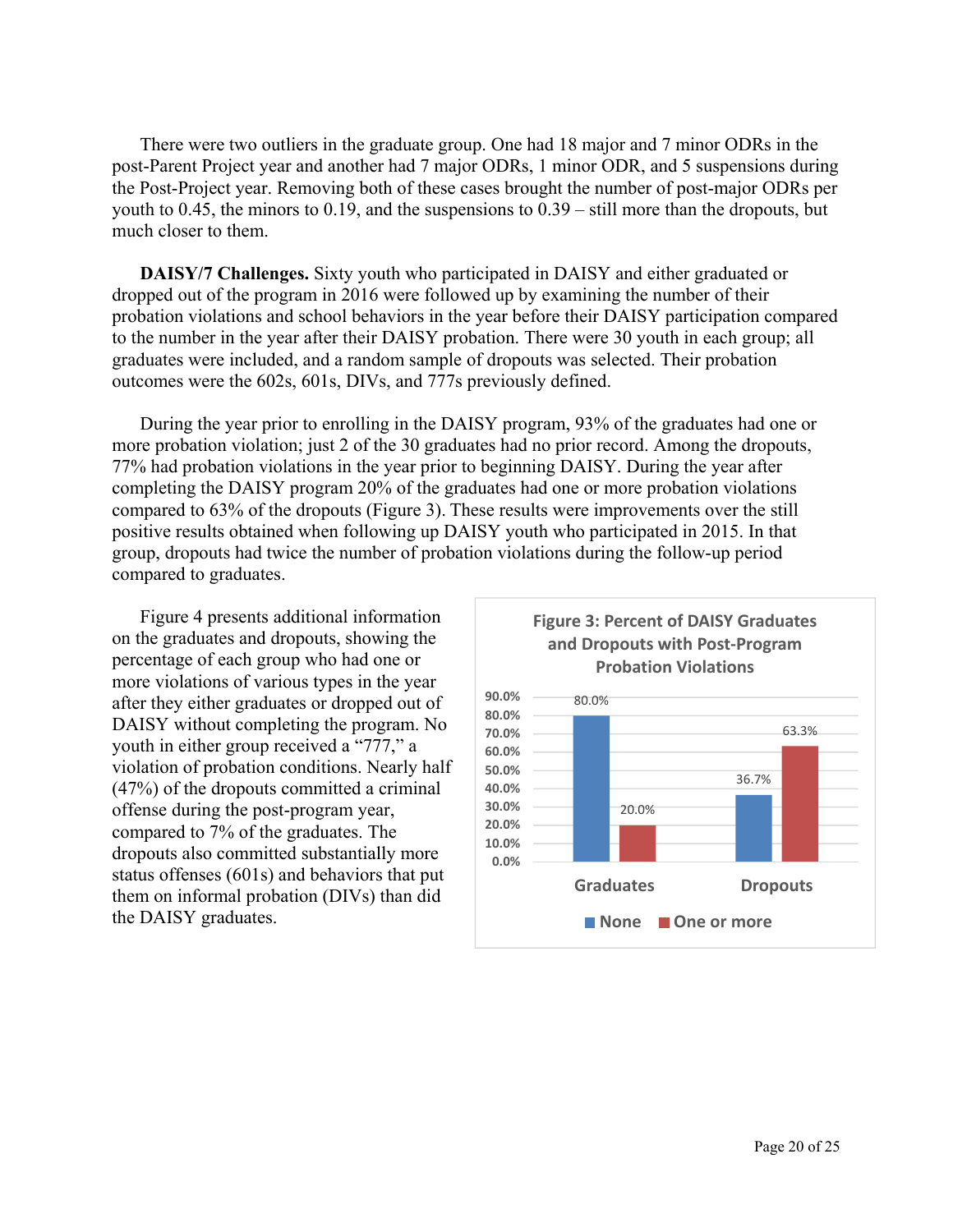There were two outliers in the graduate group. One had 18 major and 7 minor ODRs in the post-Parent Project year and another had 7 major ODRs, 1 minor ODR, and 5 suspensions during the Post-Project year. Removing both of these cases brought the number of post-major ODRs per youth to 0.45, the minors to 0.19, and the suspensions to 0.39 – still more than the dropouts, but much closer to them.

**DAISY/7 Challenges.** Sixty youth who participated in DAISY and either graduated or dropped out of the program in 2016 were followed up by examining the number of their probation violations and school behaviors in the year before their DAISY participation compared to the number in the year after their DAISY probation. There were 30 youth in each group; all graduates were included, and a random sample of dropouts was selected. Their probation outcomes were the 602s, 601s, DIVs, and 777s previously defined.

During the year prior to enrolling in the DAISY program, 93% of the graduates had one or more probation violation; just 2 of the 30 graduates had no prior record. Among the dropouts, 77% had probation violations in the year prior to beginning DAISY. During the year after completing the DAISY program 20% of the graduates had one or more probation violations compared to 63% of the dropouts (Figure 3). These results were improvements over the still positive results obtained when following up DAISY youth who participated in 2015. In that group, dropouts had twice the number of probation violations during the follow-up period compared to graduates.

Figure 4 presents additional information on the graduates and dropouts, showing the percentage of each group who had one or more violations of various types in the year after they either graduates or dropped out of DAISY without completing the program. No youth in either group received a "777," a violation of probation conditions. Nearly half (47%) of the dropouts committed a criminal offense during the post-program year, compared to 7% of the graduates. The dropouts also committed substantially more status offenses (601s) and behaviors that put them on informal probation (DIVs) than did the DAISY graduates.

**Figure 3: Percent of DAISY Graduates and Dropouts with Post-Program Probation Violations**

| | None | One or more |
|---|---|---|
| Graduates | 80.0% | 20.0% |
| Dropouts | 36.7% | 63.3% |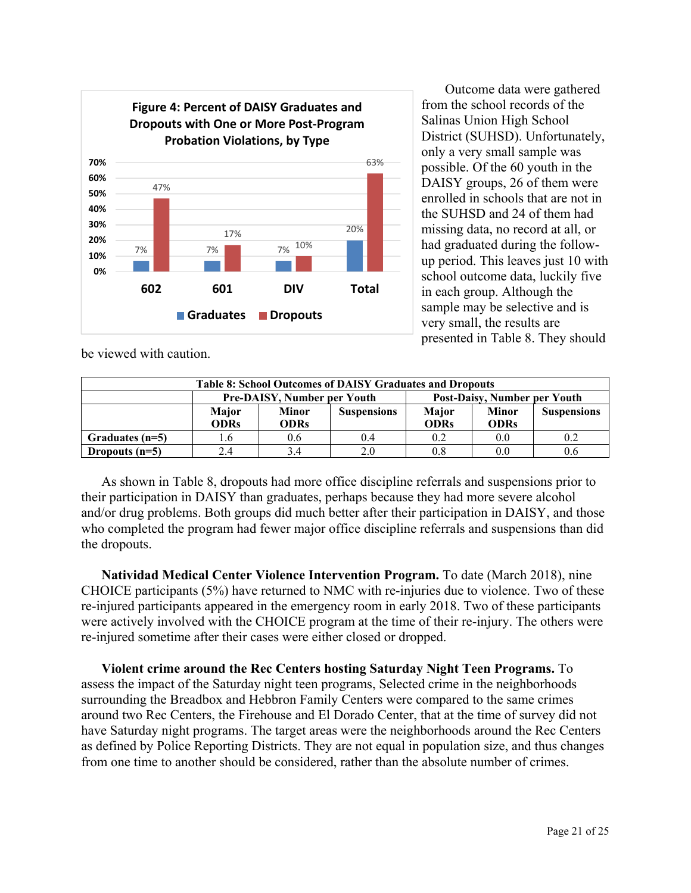**Figure 4: Percent of DAISY Graduates and Dropouts with One or More Post-Program Probation Violations, by Type**

| | 602 | 601 | DIV | Total |
|---|---|---|---|---|
| Graduates | 7% | 7% | 7% | 20% |
| Dropouts | 47% | 17% | 10% | 63% |

Outcome data were gathered from the school records of the Salinas Union High School District (SUHSD). Unfortunately, only a very small sample was possible. Of the 60 youth in the DAISY groups, 26 of them were enrolled in schools that are not in the SUHSD and 24 of them had missing data, no record at all, or had graduated during the follow-up period. This leaves just 10 with school outcome data, luckily five in each group. Although the sample may be selective and is very small, the results are presented in Table 8. They should be viewed with caution.

| Table 8: School Outcomes of DAISY Graduates and Dropouts | | | | | | |
|---|---|---|---|---|---|---|
| | Pre-DAISY, Number per Youth | | | Post-Daisy, Number per Youth | | |
| | Major ODRs | Minor ODRs | Suspensions | Major ODRs | Minor ODRs | Suspensions |
| **Graduates (n=5)** | 1.6 | 0.6 | 0.4 | 0.2 | 0.0 | 0.2 |
| **Dropouts (n=5)** | 2.4 | 3.4 | 2.0 | 0.8 | 0.0 | 0.6 |

As shown in Table 8, dropouts had more office discipline referrals and suspensions prior to their participation in DAISY than graduates, perhaps because they had more severe alcohol and/or drug problems. Both groups did much better after their participation in DAISY, and those who completed the program had fewer major office discipline referrals and suspensions than did the dropouts.

**Natividad Medical Center Violence Intervention Program.** To date (March 2018), nine CHOICE participants (5%) have returned to NMC with re-injuries due to violence. Two of these re-injured participants appeared in the emergency room in early 2018. Two of these participants were actively involved with the CHOICE program at the time of their re-injury. The others were re-injured sometime after their cases were either closed or dropped.

**Violent crime around the Rec Centers hosting Saturday Night Teen Programs.** To assess the impact of the Saturday night teen programs, Selected crime in the neighborhoods surrounding the Breadbox and Hebbron Family Centers were compared to the same crimes around two Rec Centers, the Firehouse and El Dorado Center, that at the time of survey did not have Saturday night programs. The target areas were the neighborhoods around the Rec Centers as defined by Police Reporting Districts. They are not equal in population size, and thus changes from one time to another should be considered, rather than the absolute number of crimes.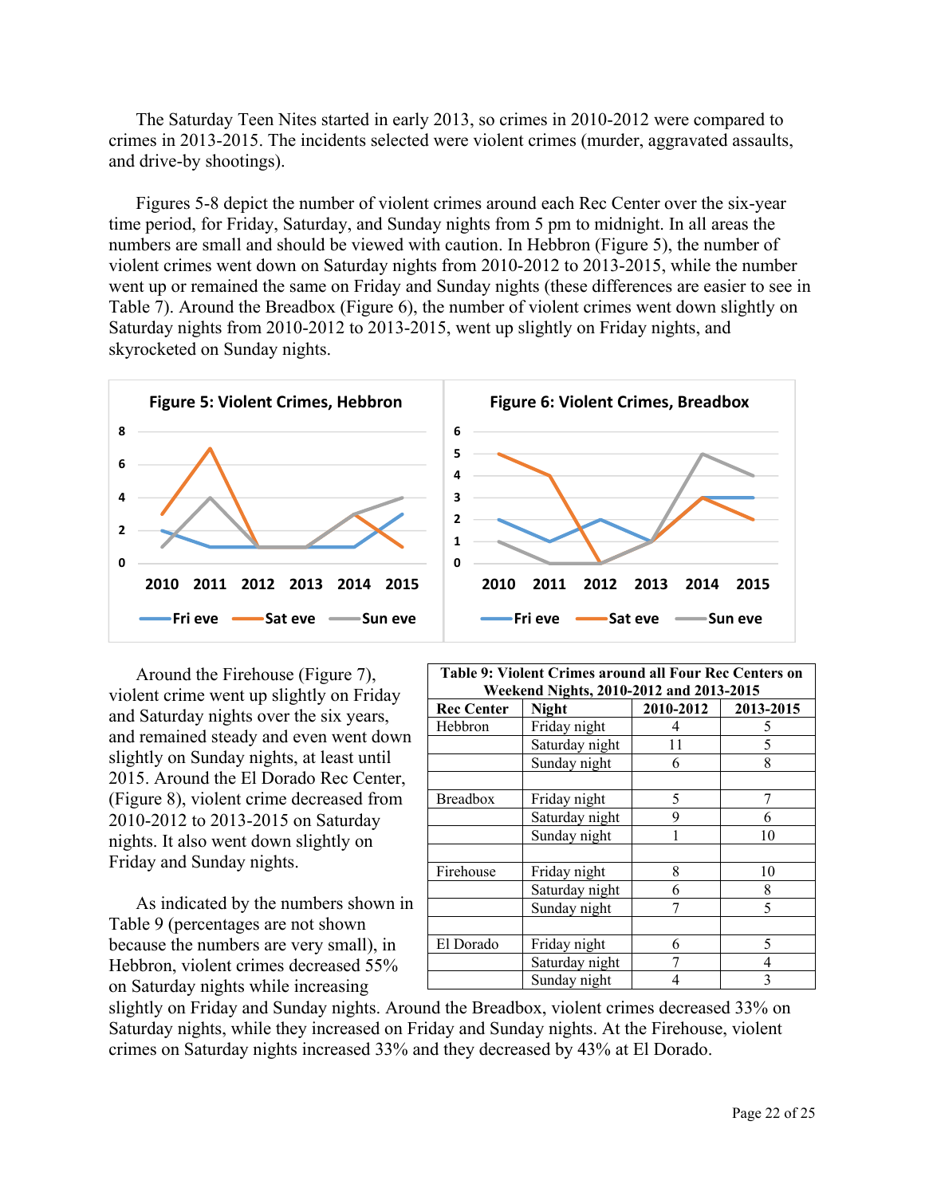The Saturday Teen Nites started in early 2013, so crimes in 2010-2012 were compared to crimes in 2013-2015. The incidents selected were violent crimes (murder, aggravated assaults, and drive-by shootings).

Figures 5-8 depict the number of violent crimes around each Rec Center over the six-year time period, for Friday, Saturday, and Sunday nights from 5 pm to midnight. In all areas the numbers are small and should be viewed with caution. In Hebbron (Figure 5), the number of violent crimes went down on Saturday nights from 2010-2012 to 2013-2015, while the number went up or remained the same on Friday and Sunday nights (these differences are easier to see in Table 7). Around the Breadbox (Figure 6), the number of violent crimes went down slightly on Saturday nights from 2010-2012 to 2013-2015, went up slightly on Friday nights, and skyrocketed on Sunday nights.

**Figure 5: Violent Crimes, Hebbron**

| Year | Fri eve | Sat eve | Sun eve |
|---|---|---|---|
| 2010 | 2 | 3 | 1 |
| 2011 | 1 | 7 | 4 |
| 2012 | 1 | 1 | 1 |
| 2013 | 1 | 1 | 1 |
| 2014 | 1 | 3 | 3 |
| 2015 | 3 | 1 | 4 |

**Figure 6: Violent Crimes, Breadbox**

| Year | Fri eve | Sat eve | Sun eve |
|---|---|---|---|
| 2010 | 2 | 5 | 1 |
| 2011 | 1 | 4 | 0 |
| 2012 | 2 | 0 | 0 |
| 2013 | 1 | 1 | 1 |
| 2014 | 3 | 3 | 5 |
| 2015 | 3 | 2 | 4 |

Around the Firehouse (Figure 7), violent crime went up slightly on Friday and Saturday nights over the six years, and remained steady and even went down slightly on Sunday nights, at least until 2015. Around the El Dorado Rec Center, (Figure 8), violent crime decreased from 2010-2012 to 2013-2015 on Saturday nights. It also went down slightly on Friday and Sunday nights.

**Table 9: Violent Crimes around all Four Rec Centers on Weekend Nights, 2010-2012 and 2013-2015**

| Rec Center | Night | 2010-2012 | 2013-2015 |
|---|---|---|---|
| Hebbron | Friday night | 4 | 5 |
| | Saturday night | 11 | 5 |
| | Sunday night | 6 | 8 |
| | | | |
| Breadbox | Friday night | 5 | 7 |
| | Saturday night | 9 | 6 |
| | Sunday night | 1 | 10 |
| | | | |
| Firehouse | Friday night | 8 | 10 |
| | Saturday night | 6 | 8 |
| | Sunday night | 7 | 5 |
| | | | |
| El Dorado | Friday night | 6 | 5 |
| | Saturday night | 7 | 4 |
| | Sunday night | 4 | 3 |

As indicated by the numbers shown in Table 9 (percentages are not shown because the numbers are very small), in Hebbron, violent crimes decreased 55% on Saturday nights while increasing slightly on Friday and Sunday nights. Around the Breadbox, violent crimes decreased 33% on Saturday nights, while they increased on Friday and Sunday nights. At the Firehouse, violent crimes on Saturday nights increased 33% and they decreased by 43% at El Dorado.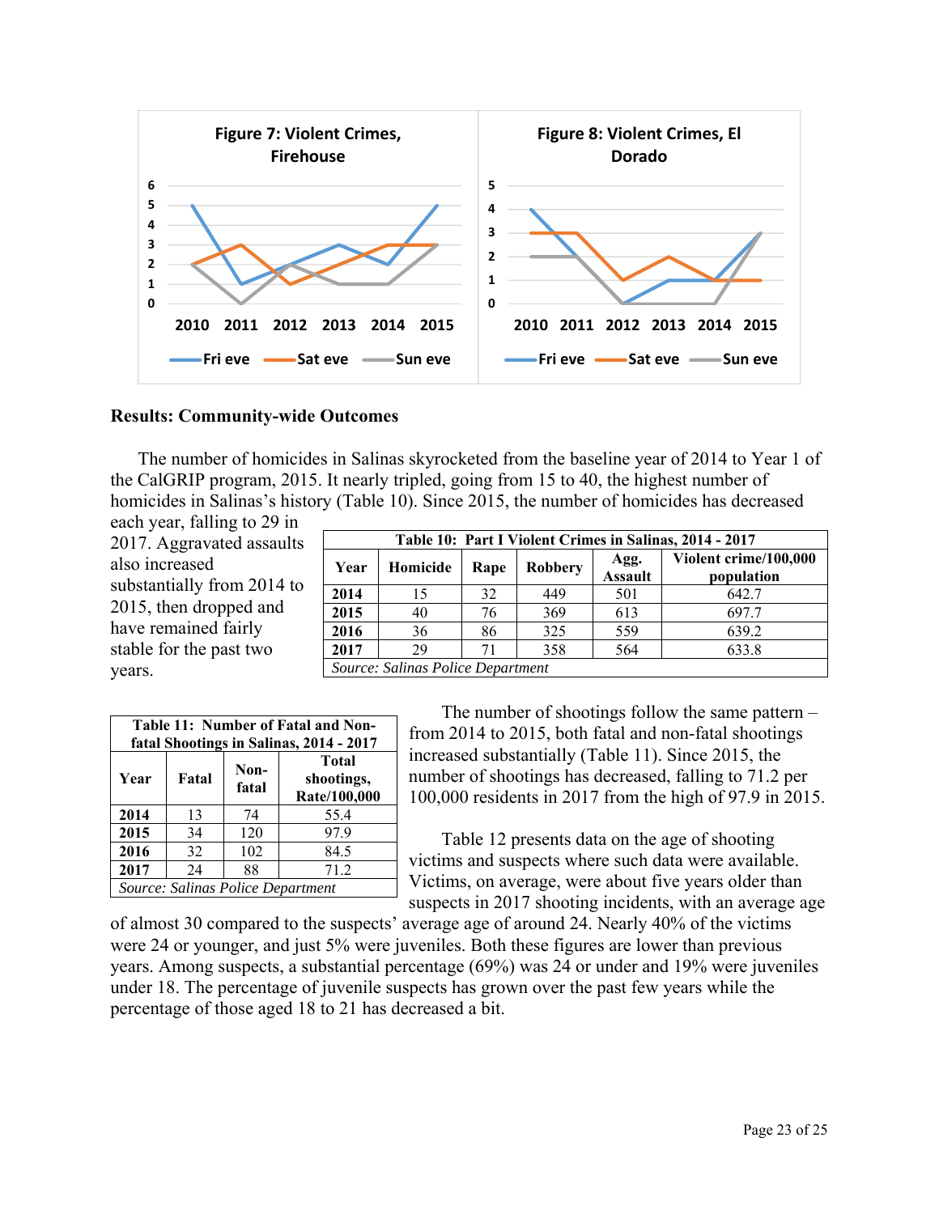**Figure 7: Violent Crimes, Firehouse**

**Figure 8: Violent Crimes, El Dorado**

### Results: Community-wide Outcomes

The number of homicides in Salinas skyrocketed from the baseline year of 2014 to Year 1 of the CalGRIP program, 2015. It nearly tripled, going from 15 to 40, the highest number of homicides in Salinas's history (Table 10). Since 2015, the number of homicides has decreased each year, falling to 29 in 2017. Aggravated assaults also increased substantially from 2014 to 2015, then dropped and have remained fairly stable for the past two years.

**Table 10: Part I Violent Crimes in Salinas, 2014 - 2017**

| Year | Homicide | Rape | Robbery | Agg. Assault | Violent crime/100,000 population |
|---|---|---|---|---|---|
| **2014** | 15 | 32 | 449 | 501 | 642.7 |
| **2015** | 40 | 76 | 369 | 613 | 697.7 |
| **2016** | 36 | 86 | 325 | 559 | 639.2 |
| **2017** | 29 | 71 | 358 | 564 | 633.8 |

*Source: Salinas Police Department*

**Table 11: Number of Fatal and Non-fatal Shootings in Salinas, 2014 - 2017**

| Year | Fatal | Non-fatal | Total shootings, Rate/100,000 |
|---|---|---|---|
| **2014** | 13 | 74 | 55.4 |
| **2015** | 34 | 120 | 97.9 |
| **2016** | 32 | 102 | 84.5 |
| **2017** | 24 | 88 | 71.2 |

*Source: Salinas Police Department*

The number of shootings follow the same pattern – from 2014 to 2015, both fatal and non-fatal shootings increased substantially (Table 11). Since 2015, the number of shootings has decreased, falling to 71.2 per 100,000 residents in 2017 from the high of 97.9 in 2015.

Table 12 presents data on the age of shooting victims and suspects where such data were available. Victims, on average, were about five years older than suspects in 2017 shooting incidents, with an average age of almost 30 compared to the suspects' average age of around 24. Nearly 40% of the victims were 24 or younger, and just 5% were juveniles. Both these figures are lower than previous years. Among suspects, a substantial percentage (69%) was 24 or under and 19% were juveniles under 18. The percentage of juvenile suspects has grown over the past few years while the percentage of those aged 18 to 21 has decreased a bit.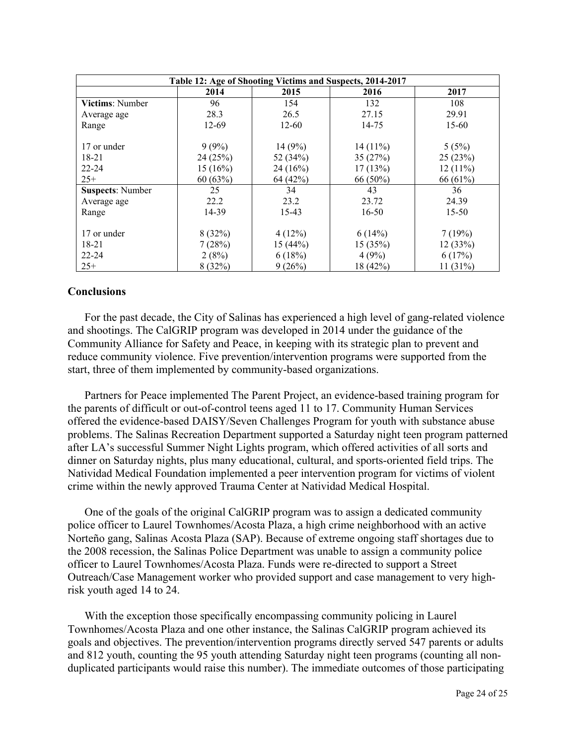| Table 12: Age of Shooting Victims and Suspects, 2014-2017 | | | | |
|---|---|---|---|---|
| | 2014 | 2015 | 2016 | 2017 |
| **Victims**: Number | 96 | 154 | 132 | 108 |
| Average age | 28.3 | 26.5 | 27.15 | 29.91 |
| Range | 12-69 | 12-60 | 14-75 | 15-60 |
| 17 or under | 9 (9%) | 14 (9%) | 14 (11%) | 5 (5%) |
| 18-21 | 24 (25%) | 52 (34%) | 35 (27%) | 25 (23%) |
| 22-24 | 15 (16%) | 24 (16%) | 17 (13%) | 12 (11%) |
| 25+ | 60 (63%) | 64 (42%) | 66 (50%) | 66 (61%) |
| **Suspects**: Number | 25 | 34 | 43 | 36 |
| Average age | 22.2 | 23.2 | 23.72 | 24.39 |
| Range | 14-39 | 15-43 | 16-50 | 15-50 |
| 17 or under | 8 (32%) | 4 (12%) | 6 (14%) | 7 (19%) |
| 18-21 | 7 (28%) | 15 (44%) | 15 (35%) | 12 (33%) |
| 22-24 | 2 (8%) | 6 (18%) | 4 (9%) | 6 (17%) |
| 25+ | 8 (32%) | 9 (26%) | 18 (42%) | 11 (31%) |

## Conclusions

For the past decade, the City of Salinas has experienced a high level of gang-related violence and shootings. The CalGRIP program was developed in 2014 under the guidance of the Community Alliance for Safety and Peace, in keeping with its strategic plan to prevent and reduce community violence. Five prevention/intervention programs were supported from the start, three of them implemented by community-based organizations.

Partners for Peace implemented The Parent Project, an evidence-based training program for the parents of difficult or out-of-control teens aged 11 to 17. Community Human Services offered the evidence-based DAISY/Seven Challenges Program for youth with substance abuse problems. The Salinas Recreation Department supported a Saturday night teen program patterned after LA's successful Summer Night Lights program, which offered activities of all sorts and dinner on Saturday nights, plus many educational, cultural, and sports-oriented field trips. The Natividad Medical Foundation implemented a peer intervention program for victims of violent crime within the newly approved Trauma Center at Natividad Medical Hospital.

One of the goals of the original CalGRIP program was to assign a dedicated community police officer to Laurel Townhomes/Acosta Plaza, a high crime neighborhood with an active Norteño gang, Salinas Acosta Plaza (SAP). Because of extreme ongoing staff shortages due to the 2008 recession, the Salinas Police Department was unable to assign a community police officer to Laurel Townhomes/Acosta Plaza. Funds were re-directed to support a Street Outreach/Case Management worker who provided support and case management to very high-risk youth aged 14 to 24.

With the exception those specifically encompassing community policing in Laurel Townhomes/Acosta Plaza and one other instance, the Salinas CalGRIP program achieved its goals and objectives. The prevention/intervention programs directly served 547 parents or adults and 812 youth, counting the 95 youth attending Saturday night teen programs (counting all non-duplicated participants would raise this number). The immediate outcomes of those participating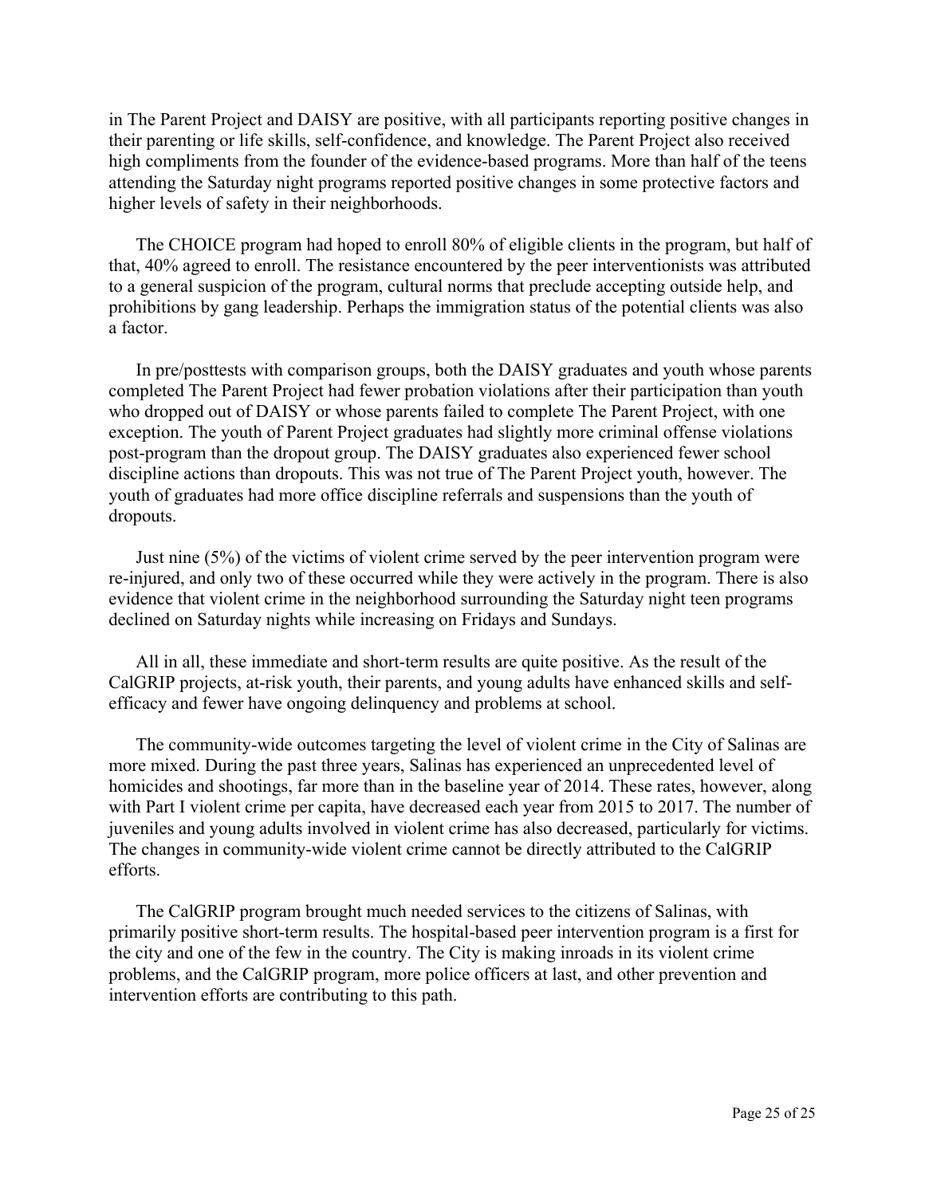in The Parent Project and DAISY are positive, with all participants reporting positive changes in their parenting or life skills, self-confidence, and knowledge. The Parent Project also received high compliments from the founder of the evidence-based programs. More than half of the teens attending the Saturday night programs reported positive changes in some protective factors and higher levels of safety in their neighborhoods.

The CHOICE program had hoped to enroll 80% of eligible clients in the program, but half of that, 40% agreed to enroll. The resistance encountered by the peer interventionists was attributed to a general suspicion of the program, cultural norms that preclude accepting outside help, and prohibitions by gang leadership. Perhaps the immigration status of the potential clients was also a factor.

In pre/posttests with comparison groups, both the DAISY graduates and youth whose parents completed The Parent Project had fewer probation violations after their participation than youth who dropped out of DAISY or whose parents failed to complete The Parent Project, with one exception. The youth of Parent Project graduates had slightly more criminal offense violations post-program than the dropout group. The DAISY graduates also experienced fewer school discipline actions than dropouts. This was not true of The Parent Project youth, however. The youth of graduates had more office discipline referrals and suspensions than the youth of dropouts.

Just nine (5%) of the victims of violent crime served by the peer intervention program were re-injured, and only two of these occurred while they were actively in the program. There is also evidence that violent crime in the neighborhood surrounding the Saturday night teen programs declined on Saturday nights while increasing on Fridays and Sundays.

All in all, these immediate and short-term results are quite positive. As the result of the CalGRIP projects, at-risk youth, their parents, and young adults have enhanced skills and self-efficacy and fewer have ongoing delinquency and problems at school.

The community-wide outcomes targeting the level of violent crime in the City of Salinas are more mixed. During the past three years, Salinas has experienced an unprecedented level of homicides and shootings, far more than in the baseline year of 2014. These rates, however, along with Part I violent crime per capita, have decreased each year from 2015 to 2017. The number of juveniles and young adults involved in violent crime has also decreased, particularly for victims. The changes in community-wide violent crime cannot be directly attributed to the CalGRIP efforts.

The CalGRIP program brought much needed services to the citizens of Salinas, with primarily positive short-term results. The hospital-based peer intervention program is a first for the city and one of the few in the country. The City is making inroads in its violent crime problems, and the CalGRIP program, more police officers at last, and other prevention and intervention efforts are contributing to this path.